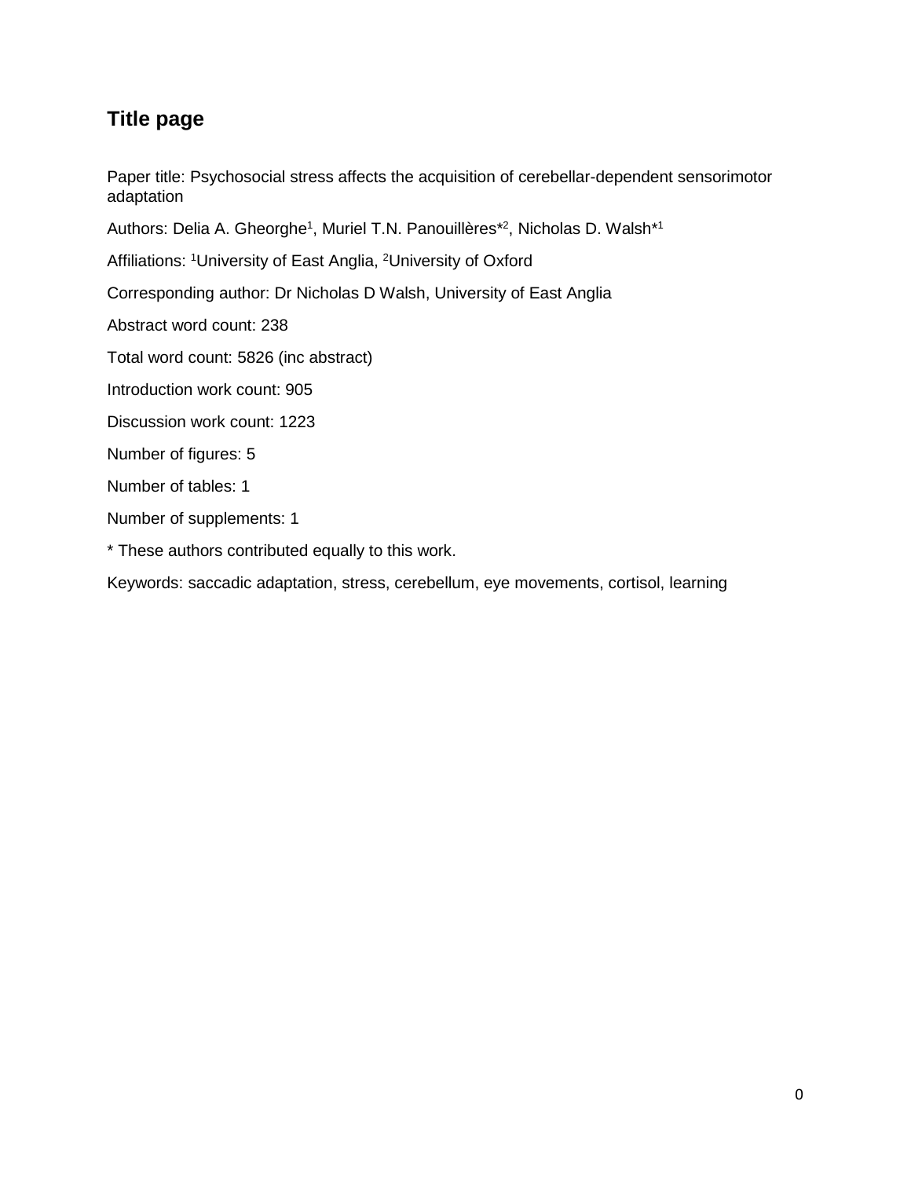# Title page

Paper title: Psychosocial stress affects the acquisition of cerebellar-dependent sensorimotor adaptation

Authors: Delia A. Gheorghe[1], Muriel T.N. Panouillères*[2], Nicholas D. Walsh*[1]

Affiliations: [1]University of East Anglia, [2]University of Oxford

Corresponding author: Dr Nicholas D Walsh, University of East Anglia

Abstract word count: 238

Total word count: 5826 (inc abstract)

Introduction work count: 905

Discussion work count: 1223

Number of figures: 5

Number of tables: 1

Number of supplements: 1

\* These authors contributed equally to this work.

Keywords: saccadic adaptation, stress, cerebellum, eye movements, cortisol, learning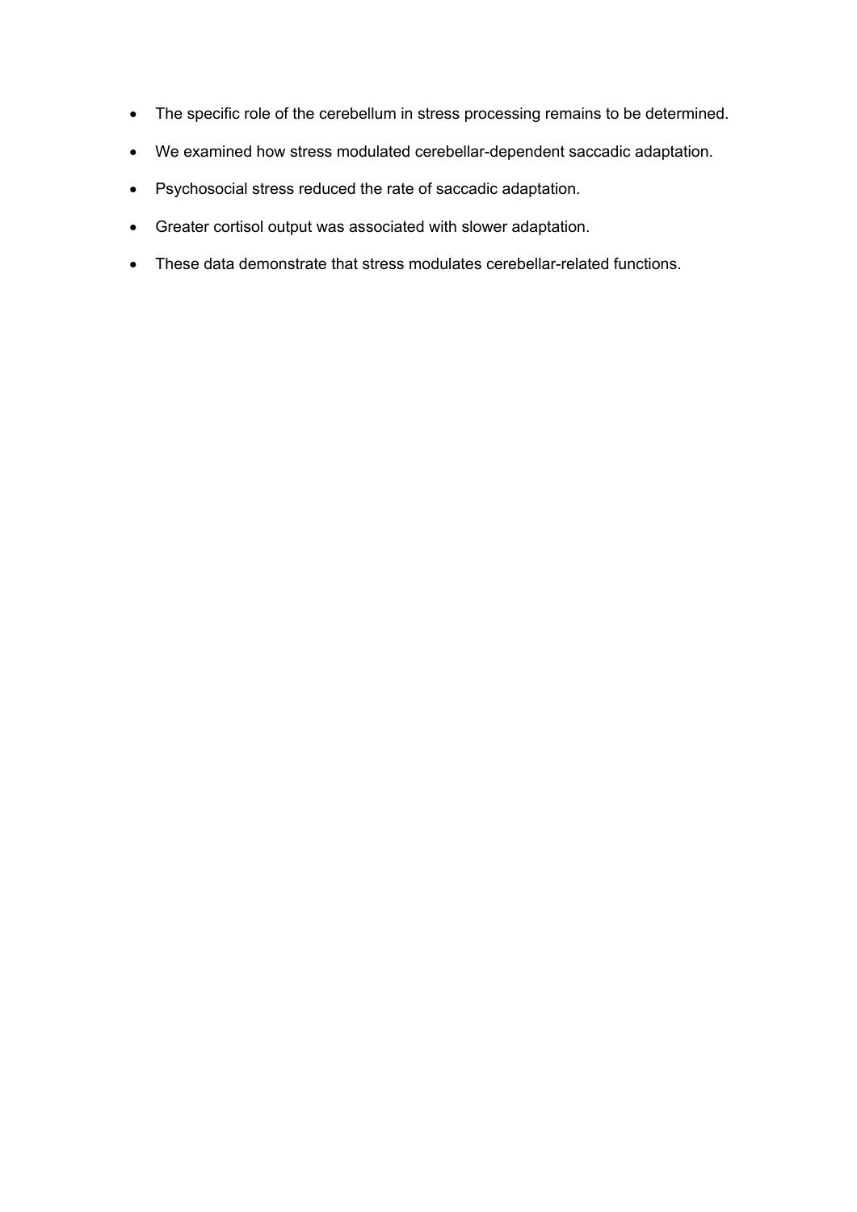- The specific role of the cerebellum in stress processing remains to be determined.
- We examined how stress modulated cerebellar-dependent saccadic adaptation.
- Psychosocial stress reduced the rate of saccadic adaptation.
- Greater cortisol output was associated with slower adaptation.
- These data demonstrate that stress modulates cerebellar-related functions.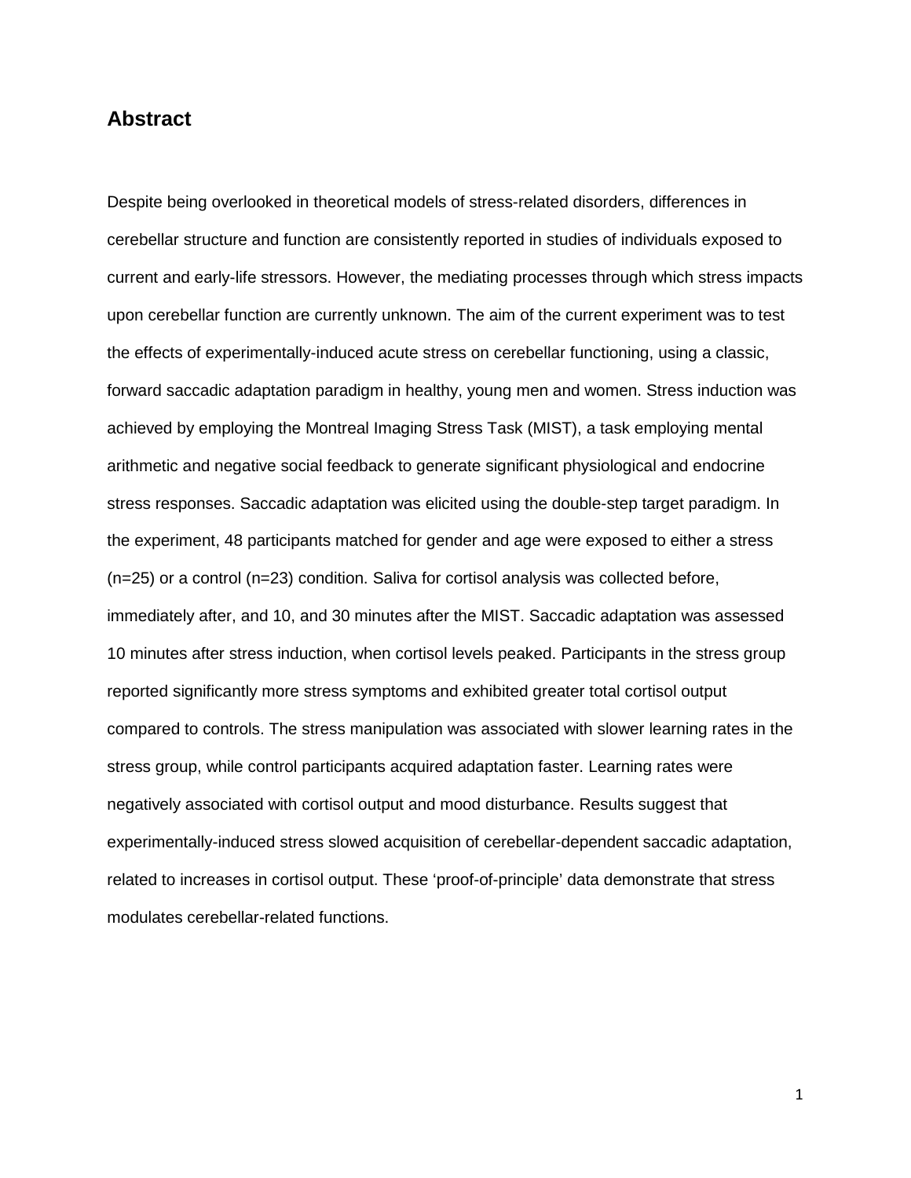## Abstract

Despite being overlooked in theoretical models of stress-related disorders, differences in cerebellar structure and function are consistently reported in studies of individuals exposed to current and early-life stressors. However, the mediating processes through which stress impacts upon cerebellar function are currently unknown. The aim of the current experiment was to test the effects of experimentally-induced acute stress on cerebellar functioning, using a classic, forward saccadic adaptation paradigm in healthy, young men and women. Stress induction was achieved by employing the Montreal Imaging Stress Task (MIST), a task employing mental arithmetic and negative social feedback to generate significant physiological and endocrine stress responses. Saccadic adaptation was elicited using the double-step target paradigm. In the experiment, 48 participants matched for gender and age were exposed to either a stress (n=25) or a control (n=23) condition. Saliva for cortisol analysis was collected before, immediately after, and 10, and 30 minutes after the MIST. Saccadic adaptation was assessed 10 minutes after stress induction, when cortisol levels peaked. Participants in the stress group reported significantly more stress symptoms and exhibited greater total cortisol output compared to controls. The stress manipulation was associated with slower learning rates in the stress group, while control participants acquired adaptation faster. Learning rates were negatively associated with cortisol output and mood disturbance. Results suggest that experimentally-induced stress slowed acquisition of cerebellar-dependent saccadic adaptation, related to increases in cortisol output. These 'proof-of-principle' data demonstrate that stress modulates cerebellar-related functions.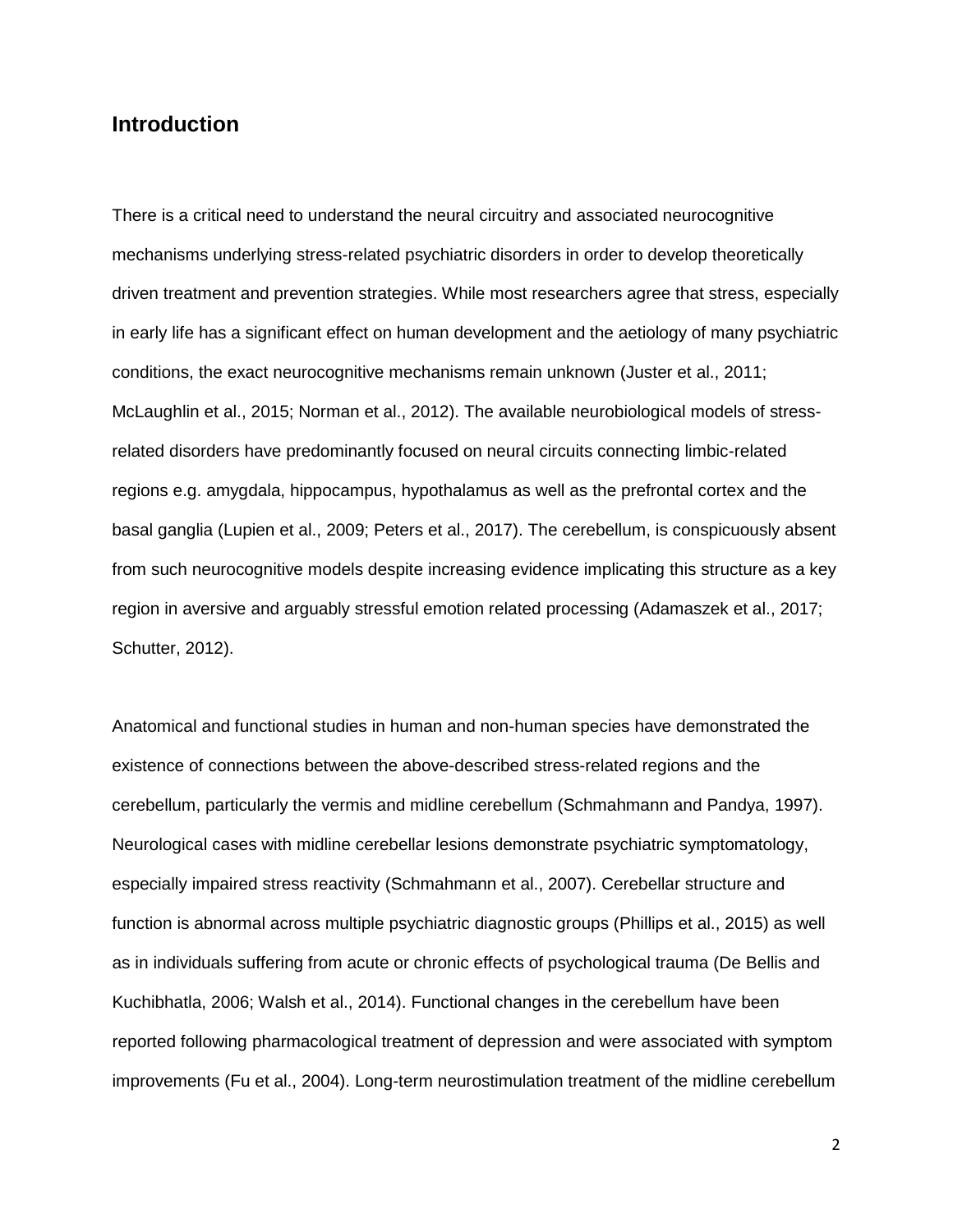## Introduction

There is a critical need to understand the neural circuitry and associated neurocognitive mechanisms underlying stress-related psychiatric disorders in order to develop theoretically driven treatment and prevention strategies. While most researchers agree that stress, especially in early life has a significant effect on human development and the aetiology of many psychiatric conditions, the exact neurocognitive mechanisms remain unknown (Juster et al., 2011; McLaughlin et al., 2015; Norman et al., 2012). The available neurobiological models of stress-related disorders have predominantly focused on neural circuits connecting limbic-related regions e.g. amygdala, hippocampus, hypothalamus as well as the prefrontal cortex and the basal ganglia (Lupien et al., 2009; Peters et al., 2017). The cerebellum, is conspicuously absent from such neurocognitive models despite increasing evidence implicating this structure as a key region in aversive and arguably stressful emotion related processing (Adamaszek et al., 2017; Schutter, 2012).

Anatomical and functional studies in human and non-human species have demonstrated the existence of connections between the above-described stress-related regions and the cerebellum, particularly the vermis and midline cerebellum (Schmahmann and Pandya, 1997). Neurological cases with midline cerebellar lesions demonstrate psychiatric symptomatology, especially impaired stress reactivity (Schmahmann et al., 2007). Cerebellar structure and function is abnormal across multiple psychiatric diagnostic groups (Phillips et al., 2015) as well as in individuals suffering from acute or chronic effects of psychological trauma (De Bellis and Kuchibhatla, 2006; Walsh et al., 2014). Functional changes in the cerebellum have been reported following pharmacological treatment of depression and were associated with symptom improvements (Fu et al., 2004). Long-term neurostimulation treatment of the midline cerebellum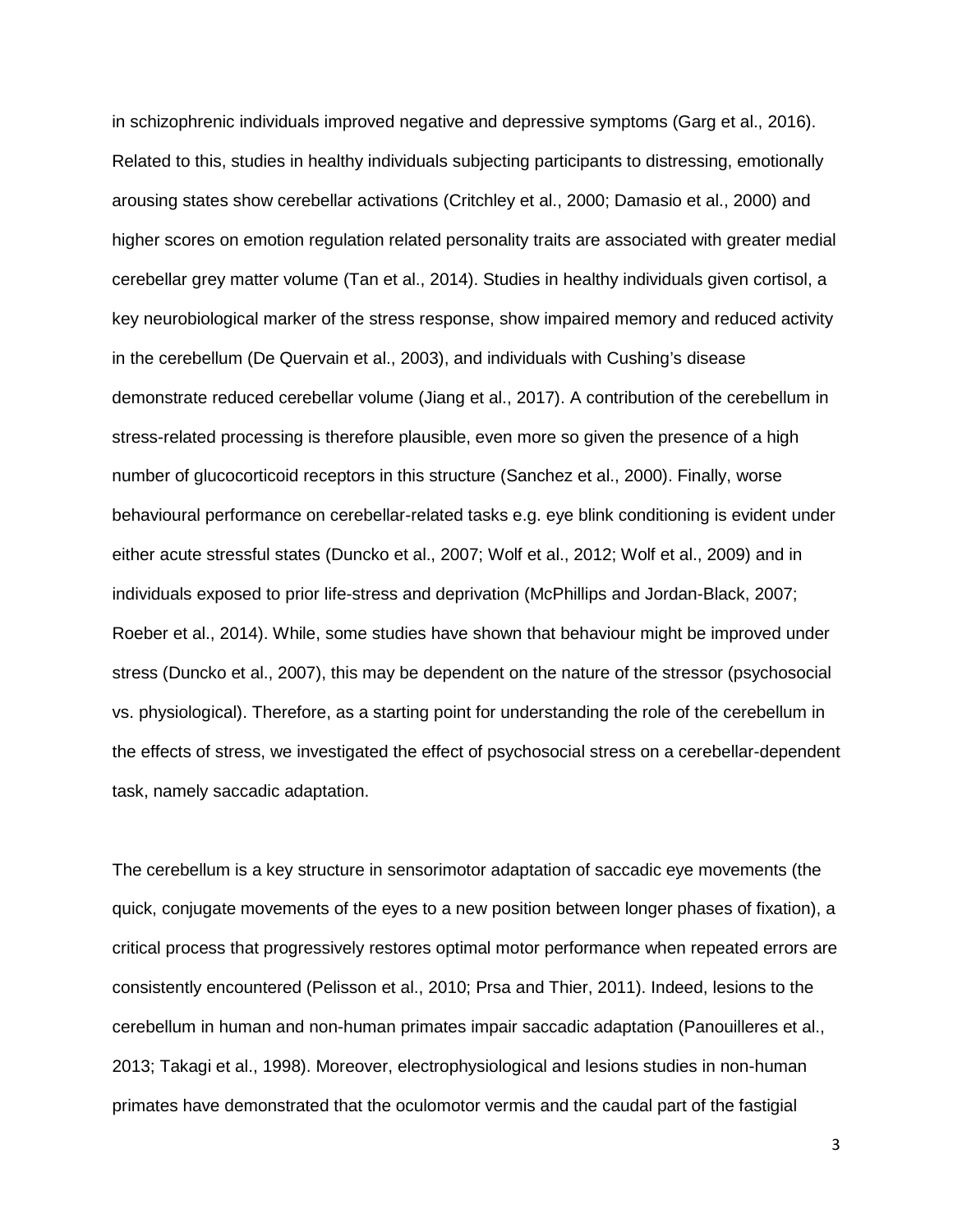in schizophrenic individuals improved negative and depressive symptoms (Garg et al., 2016). Related to this, studies in healthy individuals subjecting participants to distressing, emotionally arousing states show cerebellar activations (Critchley et al., 2000; Damasio et al., 2000) and higher scores on emotion regulation related personality traits are associated with greater medial cerebellar grey matter volume (Tan et al., 2014). Studies in healthy individuals given cortisol, a key neurobiological marker of the stress response, show impaired memory and reduced activity in the cerebellum (De Quervain et al., 2003), and individuals with Cushing's disease demonstrate reduced cerebellar volume (Jiang et al., 2017). A contribution of the cerebellum in stress-related processing is therefore plausible, even more so given the presence of a high number of glucocorticoid receptors in this structure (Sanchez et al., 2000). Finally, worse behavioural performance on cerebellar-related tasks e.g. eye blink conditioning is evident under either acute stressful states (Duncko et al., 2007; Wolf et al., 2012; Wolf et al., 2009) and in individuals exposed to prior life-stress and deprivation (McPhillips and Jordan-Black, 2007; Roeber et al., 2014). While, some studies have shown that behaviour might be improved under stress (Duncko et al., 2007), this may be dependent on the nature of the stressor (psychosocial vs. physiological). Therefore, as a starting point for understanding the role of the cerebellum in the effects of stress, we investigated the effect of psychosocial stress on a cerebellar-dependent task, namely saccadic adaptation.

The cerebellum is a key structure in sensorimotor adaptation of saccadic eye movements (the quick, conjugate movements of the eyes to a new position between longer phases of fixation), a critical process that progressively restores optimal motor performance when repeated errors are consistently encountered (Pelisson et al., 2010; Prsa and Thier, 2011). Indeed, lesions to the cerebellum in human and non-human primates impair saccadic adaptation (Panouilleres et al., 2013; Takagi et al., 1998). Moreover, electrophysiological and lesions studies in non-human primates have demonstrated that the oculomotor vermis and the caudal part of the fastigial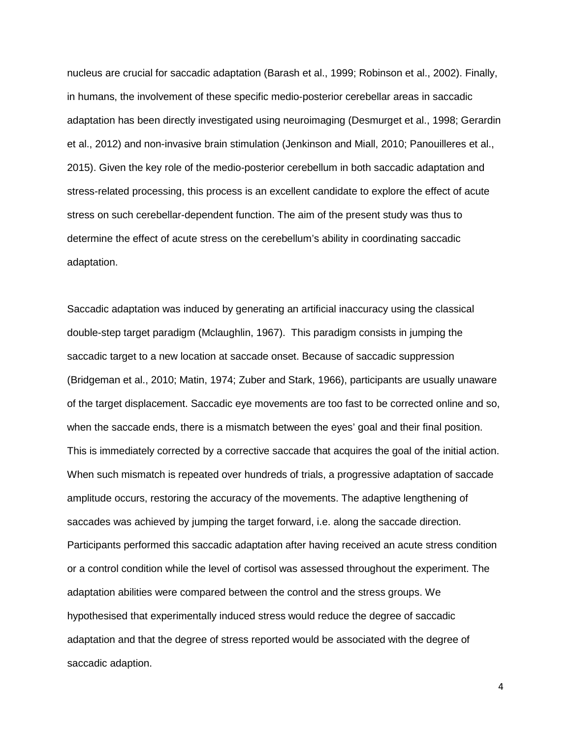nucleus are crucial for saccadic adaptation (Barash et al., 1999; Robinson et al., 2002). Finally, in humans, the involvement of these specific medio-posterior cerebellar areas in saccadic adaptation has been directly investigated using neuroimaging (Desmurget et al., 1998; Gerardin et al., 2012) and non-invasive brain stimulation (Jenkinson and Miall, 2010; Panouilleres et al., 2015). Given the key role of the medio-posterior cerebellum in both saccadic adaptation and stress-related processing, this process is an excellent candidate to explore the effect of acute stress on such cerebellar-dependent function. The aim of the present study was thus to determine the effect of acute stress on the cerebellum's ability in coordinating saccadic adaptation.

Saccadic adaptation was induced by generating an artificial inaccuracy using the classical double-step target paradigm (Mclaughlin, 1967). This paradigm consists in jumping the saccadic target to a new location at saccade onset. Because of saccadic suppression (Bridgeman et al., 2010; Matin, 1974; Zuber and Stark, 1966), participants are usually unaware of the target displacement. Saccadic eye movements are too fast to be corrected online and so, when the saccade ends, there is a mismatch between the eyes' goal and their final position. This is immediately corrected by a corrective saccade that acquires the goal of the initial action. When such mismatch is repeated over hundreds of trials, a progressive adaptation of saccade amplitude occurs, restoring the accuracy of the movements. The adaptive lengthening of saccades was achieved by jumping the target forward, i.e. along the saccade direction. Participants performed this saccadic adaptation after having received an acute stress condition or a control condition while the level of cortisol was assessed throughout the experiment. The adaptation abilities were compared between the control and the stress groups. We hypothesised that experimentally induced stress would reduce the degree of saccadic adaptation and that the degree of stress reported would be associated with the degree of saccadic adaption.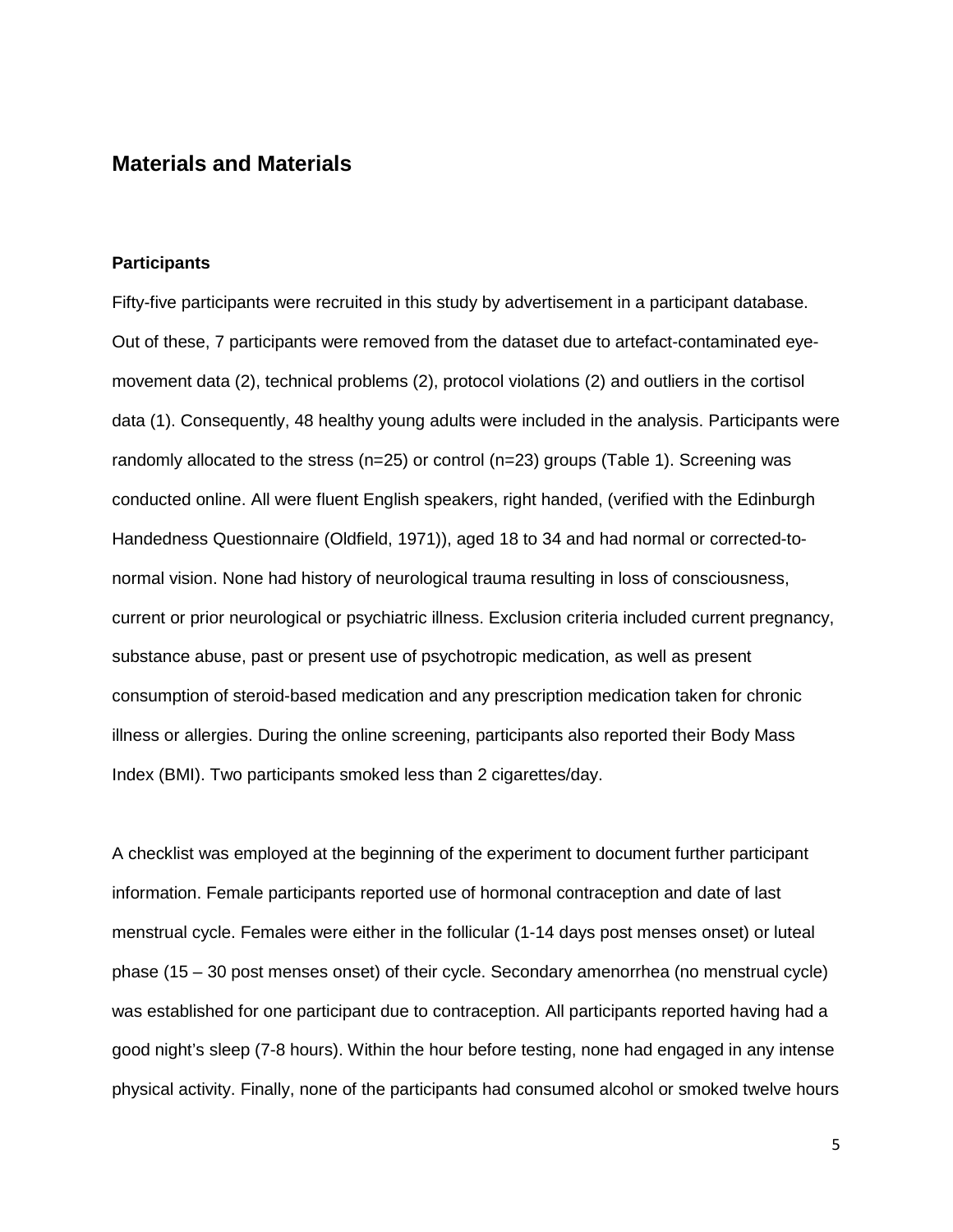## Materials and Materials

### Participants

Fifty-five participants were recruited in this study by advertisement in a participant database. Out of these, 7 participants were removed from the dataset due to artefact-contaminated eye-movement data (2), technical problems (2), protocol violations (2) and outliers in the cortisol data (1). Consequently, 48 healthy young adults were included in the analysis. Participants were randomly allocated to the stress (n=25) or control (n=23) groups (Table 1). Screening was conducted online. All were fluent English speakers, right handed, (verified with the Edinburgh Handedness Questionnaire (Oldfield, 1971)), aged 18 to 34 and had normal or corrected-to-normal vision. None had history of neurological trauma resulting in loss of consciousness, current or prior neurological or psychiatric illness. Exclusion criteria included current pregnancy, substance abuse, past or present use of psychotropic medication, as well as present consumption of steroid-based medication and any prescription medication taken for chronic illness or allergies. During the online screening, participants also reported their Body Mass Index (BMI). Two participants smoked less than 2 cigarettes/day.

A checklist was employed at the beginning of the experiment to document further participant information. Female participants reported use of hormonal contraception and date of last menstrual cycle. Females were either in the follicular (1-14 days post menses onset) or luteal phase (15 – 30 post menses onset) of their cycle. Secondary amenorrhea (no menstrual cycle) was established for one participant due to contraception. All participants reported having had a good night's sleep (7-8 hours). Within the hour before testing, none had engaged in any intense physical activity. Finally, none of the participants had consumed alcohol or smoked twelve hours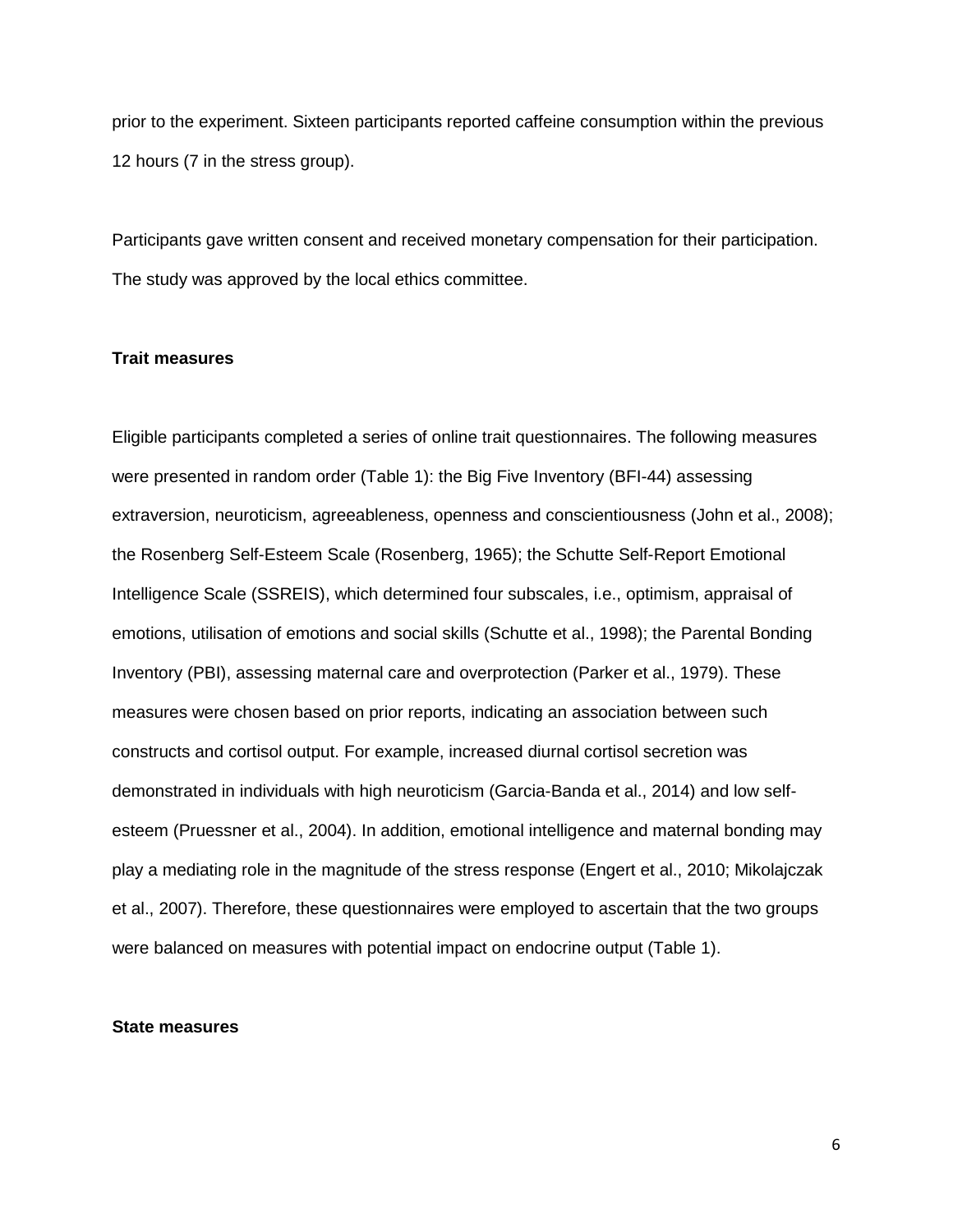prior to the experiment. Sixteen participants reported caffeine consumption within the previous 12 hours (7 in the stress group).

Participants gave written consent and received monetary compensation for their participation. The study was approved by the local ethics committee.

**Trait measures**

Eligible participants completed a series of online trait questionnaires. The following measures were presented in random order (Table 1): the Big Five Inventory (BFI-44) assessing extraversion, neuroticism, agreeableness, openness and conscientiousness (John et al., 2008); the Rosenberg Self-Esteem Scale (Rosenberg, 1965); the Schutte Self-Report Emotional Intelligence Scale (SSREIS), which determined four subscales, i.e., optimism, appraisal of emotions, utilisation of emotions and social skills (Schutte et al., 1998); the Parental Bonding Inventory (PBI), assessing maternal care and overprotection (Parker et al., 1979). These measures were chosen based on prior reports, indicating an association between such constructs and cortisol output. For example, increased diurnal cortisol secretion was demonstrated in individuals with high neuroticism (Garcia-Banda et al., 2014) and low self-esteem (Pruessner et al., 2004). In addition, emotional intelligence and maternal bonding may play a mediating role in the magnitude of the stress response (Engert et al., 2010; Mikolajczak et al., 2007). Therefore, these questionnaires were employed to ascertain that the two groups were balanced on measures with potential impact on endocrine output (Table 1).

**State measures**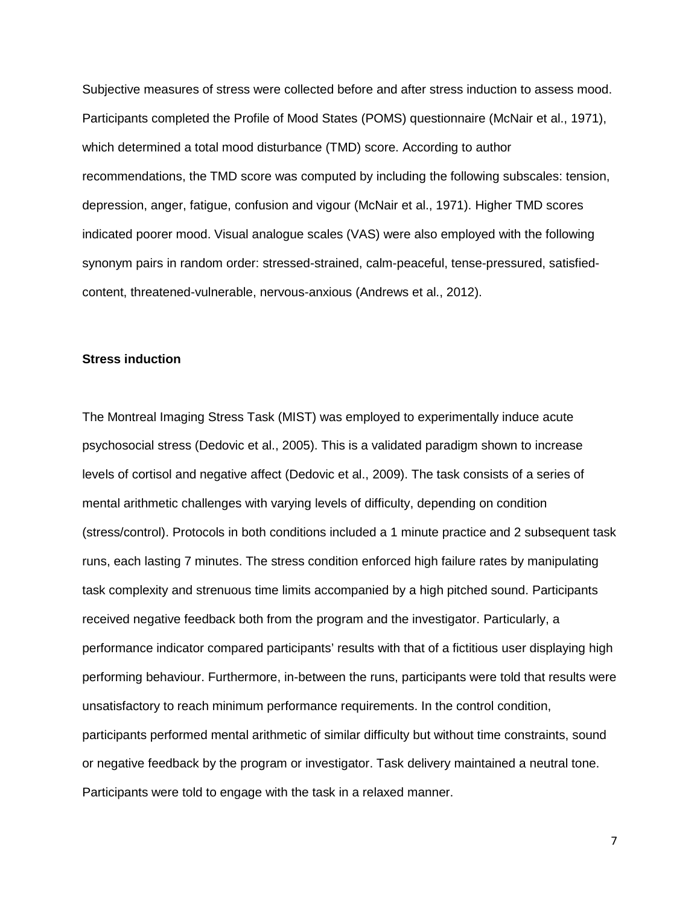Subjective measures of stress were collected before and after stress induction to assess mood. Participants completed the Profile of Mood States (POMS) questionnaire (McNair et al., 1971), which determined a total mood disturbance (TMD) score. According to author recommendations, the TMD score was computed by including the following subscales: tension, depression, anger, fatigue, confusion and vigour (McNair et al., 1971). Higher TMD scores indicated poorer mood. Visual analogue scales (VAS) were also employed with the following synonym pairs in random order: stressed-strained, calm-peaceful, tense-pressured, satisfied-content, threatened-vulnerable, nervous-anxious (Andrews et al., 2012).

**Stress induction**

The Montreal Imaging Stress Task (MIST) was employed to experimentally induce acute psychosocial stress (Dedovic et al., 2005). This is a validated paradigm shown to increase levels of cortisol and negative affect (Dedovic et al., 2009). The task consists of a series of mental arithmetic challenges with varying levels of difficulty, depending on condition (stress/control). Protocols in both conditions included a 1 minute practice and 2 subsequent task runs, each lasting 7 minutes. The stress condition enforced high failure rates by manipulating task complexity and strenuous time limits accompanied by a high pitched sound. Participants received negative feedback both from the program and the investigator. Particularly, a performance indicator compared participants' results with that of a fictitious user displaying high performing behaviour. Furthermore, in-between the runs, participants were told that results were unsatisfactory to reach minimum performance requirements. In the control condition, participants performed mental arithmetic of similar difficulty but without time constraints, sound or negative feedback by the program or investigator. Task delivery maintained a neutral tone. Participants were told to engage with the task in a relaxed manner.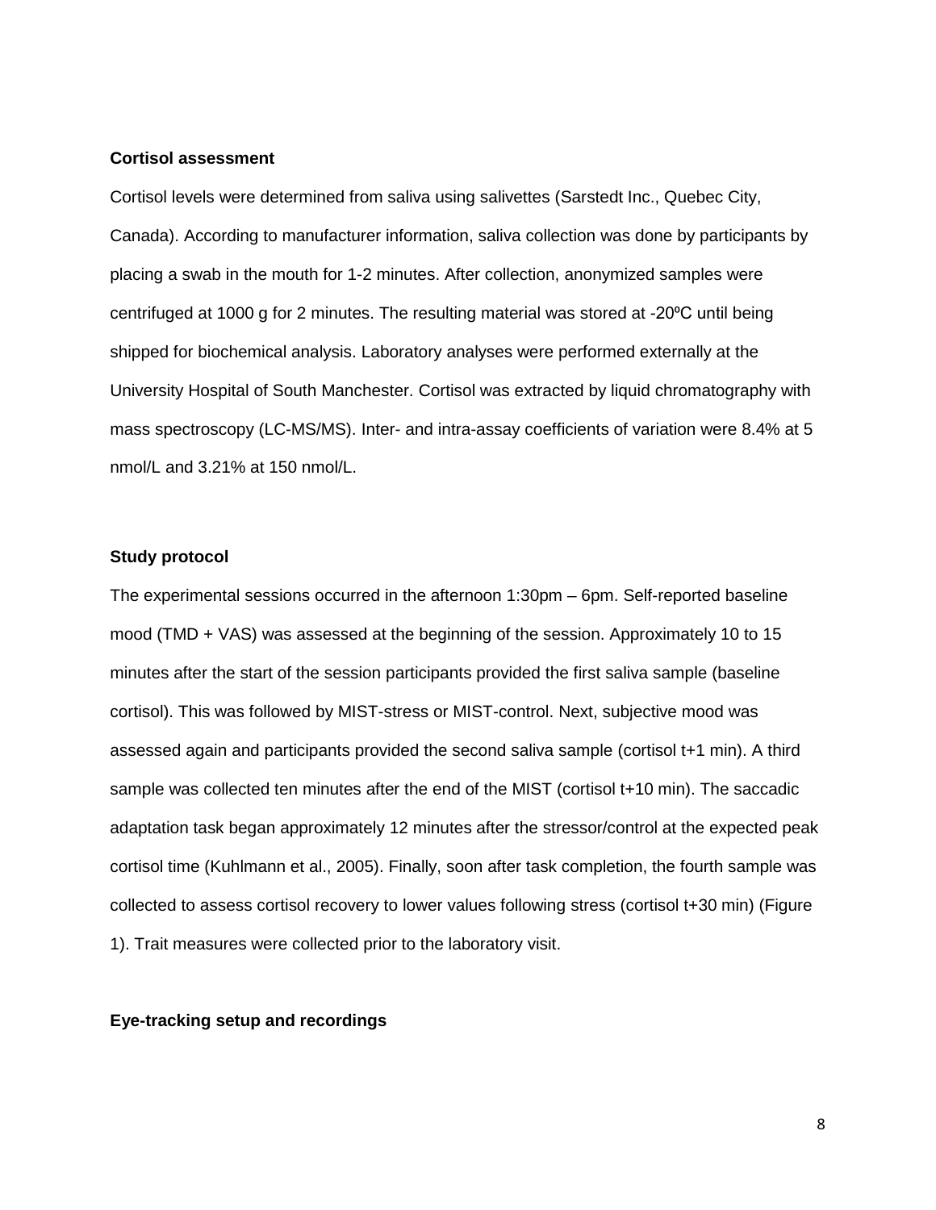### Cortisol assessment

Cortisol levels were determined from saliva using salivettes (Sarstedt Inc., Quebec City, Canada). According to manufacturer information, saliva collection was done by participants by placing a swab in the mouth for 1-2 minutes. After collection, anonymized samples were centrifuged at 1000 g for 2 minutes. The resulting material was stored at -20ºC until being shipped for biochemical analysis. Laboratory analyses were performed externally at the University Hospital of South Manchester. Cortisol was extracted by liquid chromatography with mass spectroscopy (LC-MS/MS). Inter- and intra-assay coefficients of variation were 8.4% at 5 nmol/L and 3.21% at 150 nmol/L.

### Study protocol

The experimental sessions occurred in the afternoon 1:30pm – 6pm. Self-reported baseline mood (TMD + VAS) was assessed at the beginning of the session. Approximately 10 to 15 minutes after the start of the session participants provided the first saliva sample (baseline cortisol). This was followed by MIST-stress or MIST-control. Next, subjective mood was assessed again and participants provided the second saliva sample (cortisol t+1 min). A third sample was collected ten minutes after the end of the MIST (cortisol t+10 min). The saccadic adaptation task began approximately 12 minutes after the stressor/control at the expected peak cortisol time (Kuhlmann et al., 2005). Finally, soon after task completion, the fourth sample was collected to assess cortisol recovery to lower values following stress (cortisol t+30 min) (Figure 1). Trait measures were collected prior to the laboratory visit.

### Eye-tracking setup and recordings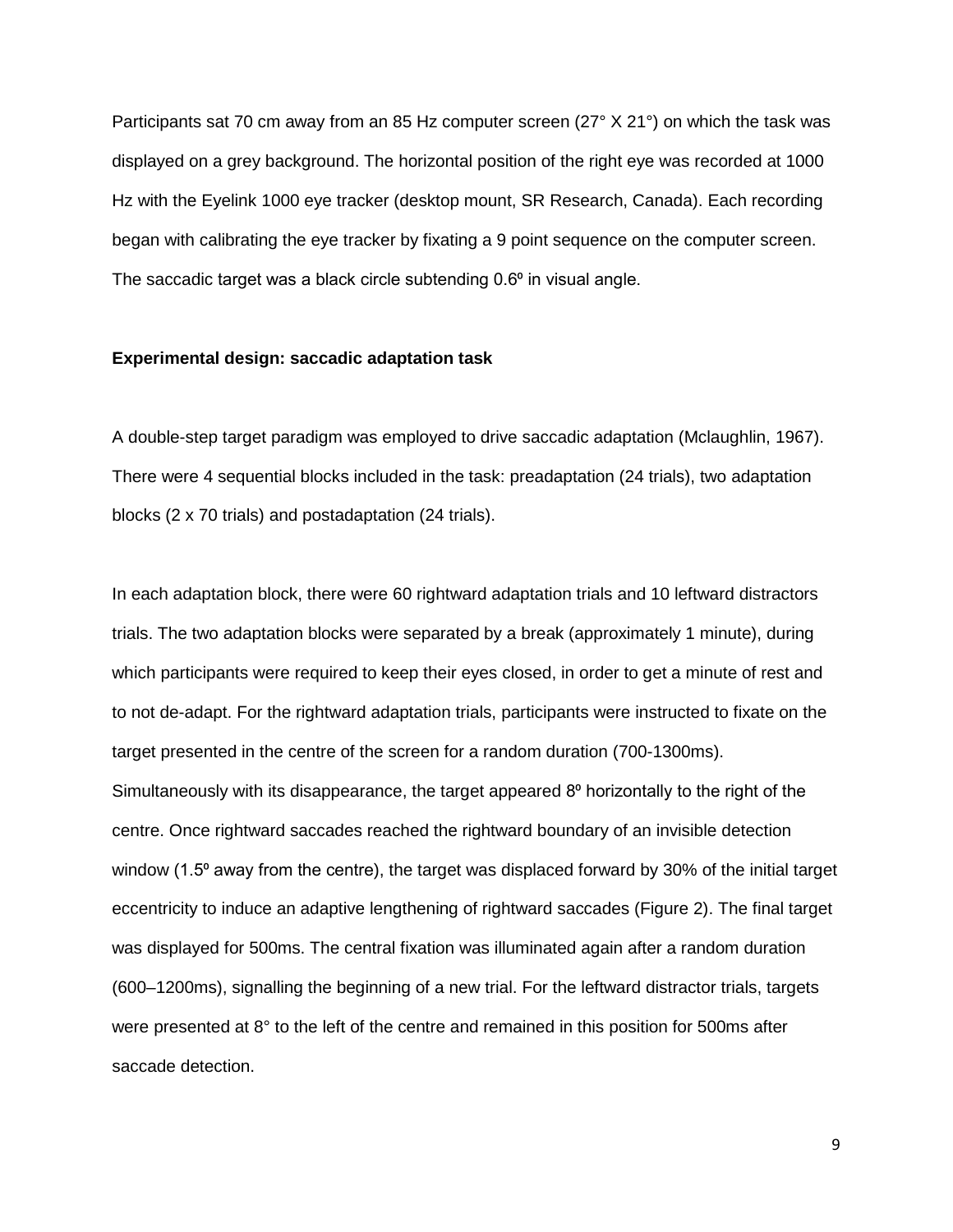Participants sat 70 cm away from an 85 Hz computer screen (27° X 21°) on which the task was displayed on a grey background. The horizontal position of the right eye was recorded at 1000 Hz with the Eyelink 1000 eye tracker (desktop mount, SR Research, Canada). Each recording began with calibrating the eye tracker by fixating a 9 point sequence on the computer screen. The saccadic target was a black circle subtending 0.6º in visual angle.

**Experimental design: saccadic adaptation task**

A double-step target paradigm was employed to drive saccadic adaptation (Mclaughlin, 1967). There were 4 sequential blocks included in the task: preadaptation (24 trials), two adaptation blocks (2 x 70 trials) and postadaptation (24 trials).

In each adaptation block, there were 60 rightward adaptation trials and 10 leftward distractors trials. The two adaptation blocks were separated by a break (approximately 1 minute), during which participants were required to keep their eyes closed, in order to get a minute of rest and to not de-adapt. For the rightward adaptation trials, participants were instructed to fixate on the target presented in the centre of the screen for a random duration (700-1300ms). Simultaneously with its disappearance, the target appeared 8º horizontally to the right of the centre. Once rightward saccades reached the rightward boundary of an invisible detection window (1.5º away from the centre), the target was displaced forward by 30% of the initial target eccentricity to induce an adaptive lengthening of rightward saccades (Figure 2). The final target was displayed for 500ms. The central fixation was illuminated again after a random duration (600–1200ms), signalling the beginning of a new trial. For the leftward distractor trials, targets were presented at 8° to the left of the centre and remained in this position for 500ms after saccade detection.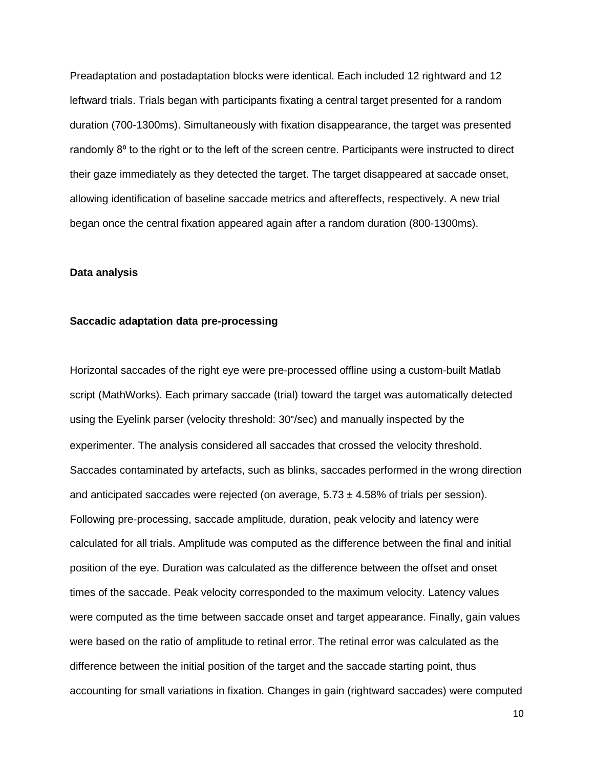Preadaptation and postadaptation blocks were identical. Each included 12 rightward and 12 leftward trials. Trials began with participants fixating a central target presented for a random duration (700-1300ms). Simultaneously with fixation disappearance, the target was presented randomly 8º to the right or to the left of the screen centre. Participants were instructed to direct their gaze immediately as they detected the target. The target disappeared at saccade onset, allowing identification of baseline saccade metrics and aftereffects, respectively. A new trial began once the central fixation appeared again after a random duration (800-1300ms).

## Data analysis

### Saccadic adaptation data pre-processing

Horizontal saccades of the right eye were pre-processed offline using a custom-built Matlab script (MathWorks). Each primary saccade (trial) toward the target was automatically detected using the Eyelink parser (velocity threshold: 30°/sec) and manually inspected by the experimenter. The analysis considered all saccades that crossed the velocity threshold. Saccades contaminated by artefacts, such as blinks, saccades performed in the wrong direction and anticipated saccades were rejected (on average, 5.73 ± 4.58% of trials per session). Following pre-processing, saccade amplitude, duration, peak velocity and latency were calculated for all trials. Amplitude was computed as the difference between the final and initial position of the eye. Duration was calculated as the difference between the offset and onset times of the saccade. Peak velocity corresponded to the maximum velocity. Latency values were computed as the time between saccade onset and target appearance. Finally, gain values were based on the ratio of amplitude to retinal error. The retinal error was calculated as the difference between the initial position of the target and the saccade starting point, thus accounting for small variations in fixation. Changes in gain (rightward saccades) were computed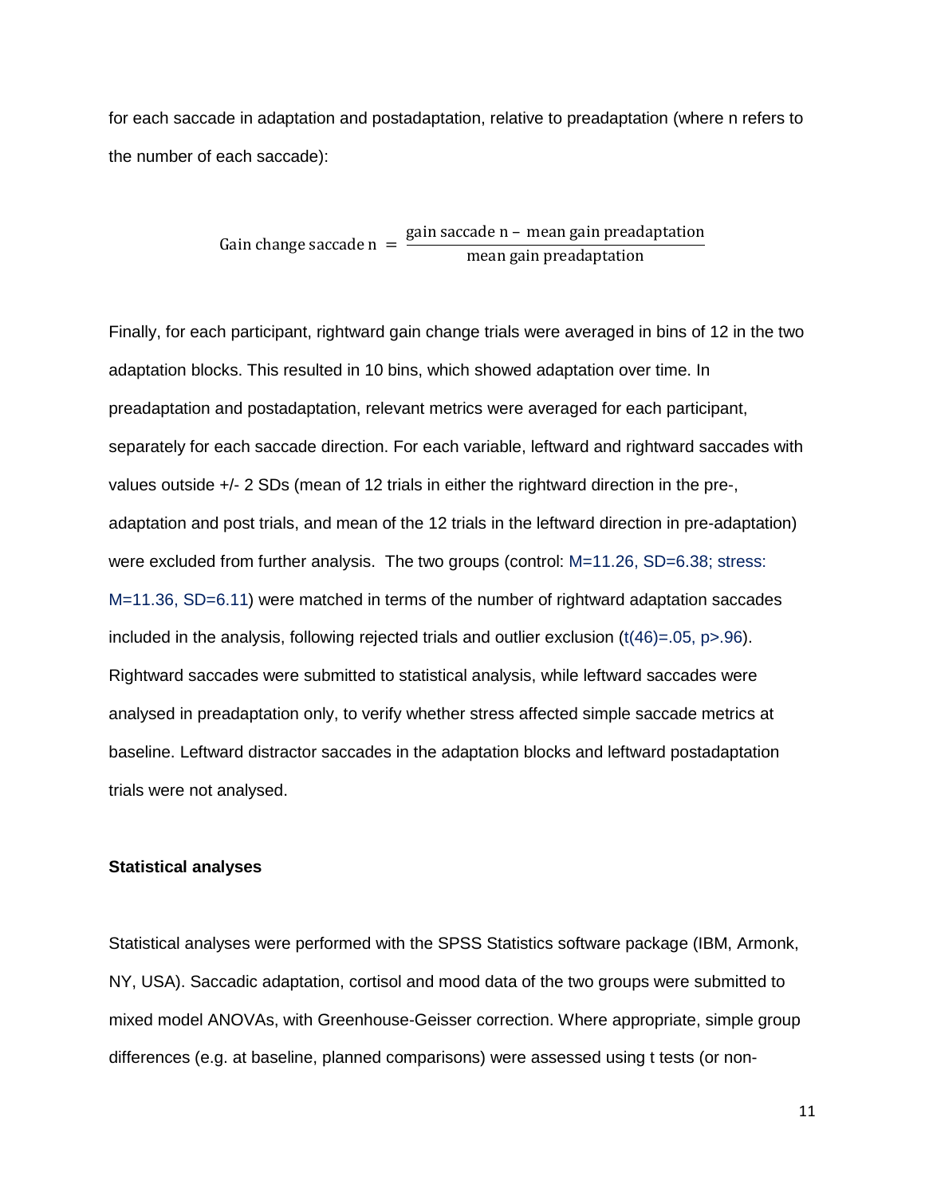for each saccade in adaptation and postadaptation, relative to preadaptation (where n refers to the number of each saccade):

$$\text{Gain change saccade n} = \frac{\text{gain saccade n} - \text{mean gain preadaptation}}{\text{mean gain preadaptation}}$$

Finally, for each participant, rightward gain change trials were averaged in bins of 12 in the two adaptation blocks. This resulted in 10 bins, which showed adaptation over time. In preadaptation and postadaptation, relevant metrics were averaged for each participant, separately for each saccade direction. For each variable, leftward and rightward saccades with values outside +/- 2 SDs (mean of 12 trials in either the rightward direction in the pre-, adaptation and post trials, and mean of the 12 trials in the leftward direction in pre-adaptation) were excluded from further analysis. The two groups (control: $M=11.26$, $SD=6.38$; stress: $M=11.36$, $SD=6.11$) were matched in terms of the number of rightward adaptation saccades included in the analysis, following rejected trials and outlier exclusion ($t(46)=.05$, $p>.96$). Rightward saccades were submitted to statistical analysis, while leftward saccades were analysed in preadaptation only, to verify whether stress affected simple saccade metrics at baseline. Leftward distractor saccades in the adaptation blocks and leftward postadaptation trials were not analysed.

**Statistical analyses**

Statistical analyses were performed with the SPSS Statistics software package (IBM, Armonk, NY, USA). Saccadic adaptation, cortisol and mood data of the two groups were submitted to mixed model ANOVAs, with Greenhouse-Geisser correction. Where appropriate, simple group differences (e.g. at baseline, planned comparisons) were assessed using t tests (or non-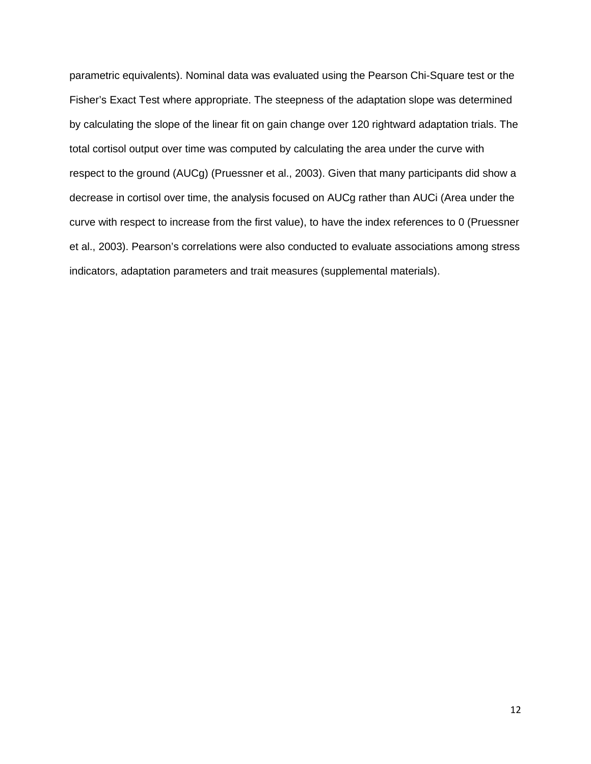parametric equivalents). Nominal data was evaluated using the Pearson Chi-Square test or the Fisher's Exact Test where appropriate. The steepness of the adaptation slope was determined by calculating the slope of the linear fit on gain change over 120 rightward adaptation trials. The total cortisol output over time was computed by calculating the area under the curve with respect to the ground (AUCg) (Pruessner et al., 2003). Given that many participants did show a decrease in cortisol over time, the analysis focused on AUCg rather than AUCi (Area under the curve with respect to increase from the first value), to have the index references to 0 (Pruessner et al., 2003). Pearson's correlations were also conducted to evaluate associations among stress indicators, adaptation parameters and trait measures (supplemental materials).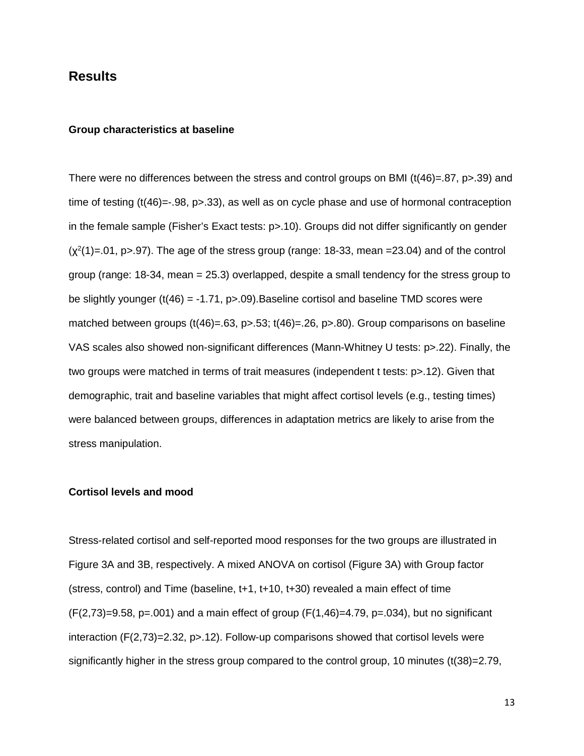## Results

### Group characteristics at baseline

There were no differences between the stress and control groups on BMI ($t(46)=.87$, $p>.39$) and time of testing ($t(46)=-.98$, $p>.33$), as well as on cycle phase and use of hormonal contraception in the female sample (Fisher's Exact tests: $p>.10$). Groups did not differ significantly on gender ($\chi^2(1)=.01$, $p>.97$). The age of the stress group (range: 18-33, mean =23.04) and of the control group (range: 18-34, mean = 25.3) overlapped, despite a small tendency for the stress group to be slightly younger ($t(46) = -1.71$, $p>.09$).Baseline cortisol and baseline TMD scores were matched between groups ($t(46)=.63$, $p>.53$; $t(46)=.26$, $p>.80$). Group comparisons on baseline VAS scales also showed non-significant differences (Mann-Whitney U tests: $p>.22$). Finally, the two groups were matched in terms of trait measures (independent t tests: $p>.12$). Given that demographic, trait and baseline variables that might affect cortisol levels (e.g., testing times) were balanced between groups, differences in adaptation metrics are likely to arise from the stress manipulation.

### Cortisol levels and mood

Stress-related cortisol and self-reported mood responses for the two groups are illustrated in Figure 3A and 3B, respectively. A mixed ANOVA on cortisol (Figure 3A) with Group factor (stress, control) and Time (baseline, t+1, t+10, t+30) revealed a main effect of time ($F(2,73)=9.58$, $p=.001$) and a main effect of group ($F(1,46)=4.79$, $p=.034$), but no significant interaction ($F(2,73)=2.32$, $p>.12$). Follow-up comparisons showed that cortisol levels were significantly higher in the stress group compared to the control group, 10 minutes ($t(38)=2.79$,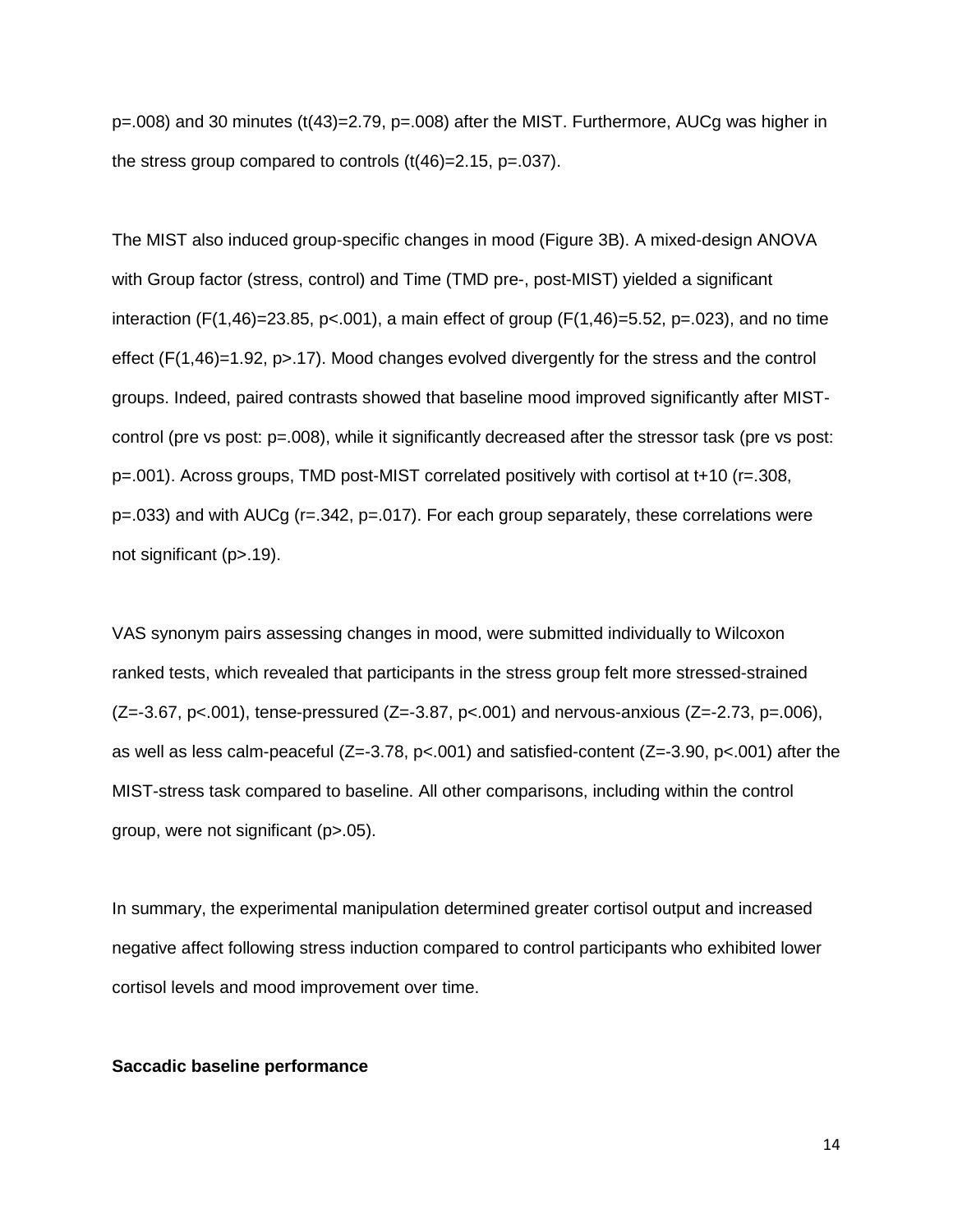p=.008) and 30 minutes (t(43)=2.79, p=.008) after the MIST. Furthermore, AUCg was higher in the stress group compared to controls (t(46)=2.15, p=.037).

The MIST also induced group-specific changes in mood (Figure 3B). A mixed-design ANOVA with Group factor (stress, control) and Time (TMD pre-, post-MIST) yielded a significant interaction (F(1,46)=23.85, p<.001), a main effect of group (F(1,46)=5.52, p=.023), and no time effect (F(1,46)=1.92, p>.17). Mood changes evolved divergently for the stress and the control groups. Indeed, paired contrasts showed that baseline mood improved significantly after MIST-control (pre vs post: p=.008), while it significantly decreased after the stressor task (pre vs post: p=.001). Across groups, TMD post-MIST correlated positively with cortisol at t+10 (r=.308, p=.033) and with AUCg (r=.342, p=.017). For each group separately, these correlations were not significant (p>.19).

VAS synonym pairs assessing changes in mood, were submitted individually to Wilcoxon ranked tests, which revealed that participants in the stress group felt more stressed-strained (Z=-3.67, p<.001), tense-pressured (Z=-3.87, p<.001) and nervous-anxious (Z=-2.73, p=.006), as well as less calm-peaceful (Z=-3.78, p<.001) and satisfied-content (Z=-3.90, p<.001) after the MIST-stress task compared to baseline. All other comparisons, including within the control group, were not significant (p>.05).

In summary, the experimental manipulation determined greater cortisol output and increased negative affect following stress induction compared to control participants who exhibited lower cortisol levels and mood improvement over time.

**Saccadic baseline performance**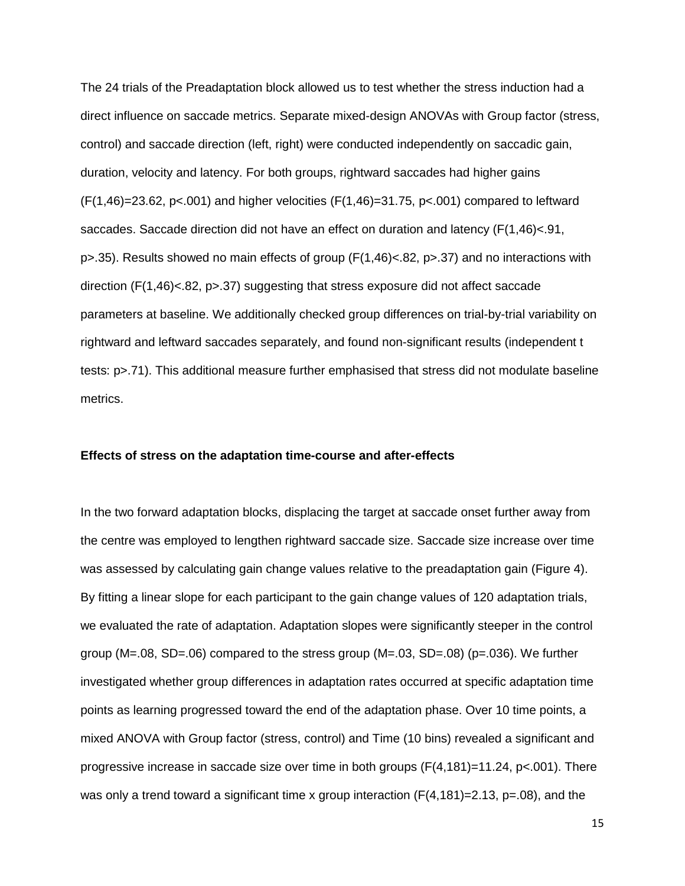The 24 trials of the Preadaptation block allowed us to test whether the stress induction had a direct influence on saccade metrics. Separate mixed-design ANOVAs with Group factor (stress, control) and saccade direction (left, right) were conducted independently on saccadic gain, duration, velocity and latency. For both groups, rightward saccades had higher gains ($F(1,46)=23.62$, $p<.001$) and higher velocities ($F(1,46)=31.75$, $p<.001$) compared to leftward saccades. Saccade direction did not have an effect on duration and latency ($F(1,46)<.91$, $p>.35$). Results showed no main effects of group ($F(1,46)<.82$, $p>.37$) and no interactions with direction ($F(1,46)<.82$, $p>.37$) suggesting that stress exposure did not affect saccade parameters at baseline. We additionally checked group differences on trial-by-trial variability on rightward and leftward saccades separately, and found non-significant results (independent t tests: $p>.71$). This additional measure further emphasised that stress did not modulate baseline metrics.

**Effects of stress on the adaptation time-course and after-effects**

In the two forward adaptation blocks, displacing the target at saccade onset further away from the centre was employed to lengthen rightward saccade size. Saccade size increase over time was assessed by calculating gain change values relative to the preadaptation gain (Figure 4). By fitting a linear slope for each participant to the gain change values of 120 adaptation trials, we evaluated the rate of adaptation. Adaptation slopes were significantly steeper in the control group ($M=.08$, $SD=.06$) compared to the stress group ($M=.03$, $SD=.08$) ($p=.036$). We further investigated whether group differences in adaptation rates occurred at specific adaptation time points as learning progressed toward the end of the adaptation phase. Over 10 time points, a mixed ANOVA with Group factor (stress, control) and Time (10 bins) revealed a significant and progressive increase in saccade size over time in both groups ($F(4,181)=11.24$, $p<.001$). There was only a trend toward a significant time x group interaction ($F(4,181)=2.13$, $p=.08$), and the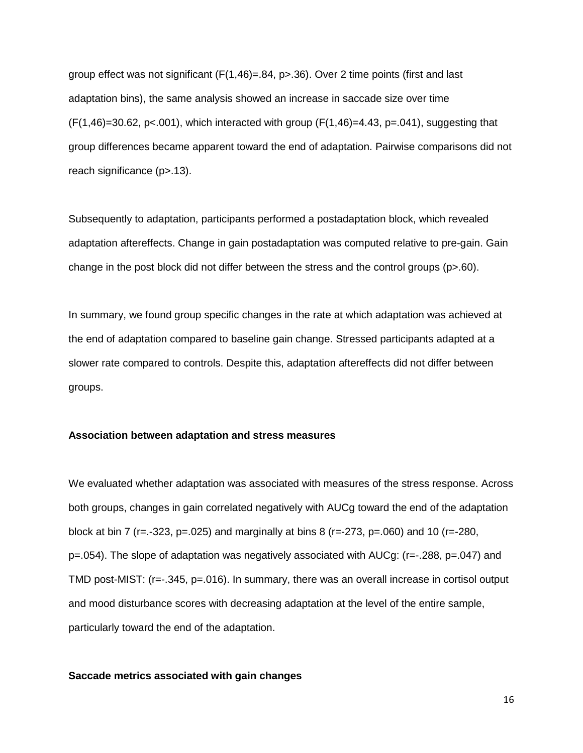group effect was not significant ($F(1,46)=.84$, $p>.36$). Over 2 time points (first and last adaptation bins), the same analysis showed an increase in saccade size over time ($F(1,46)=30.62$, $p<.001$), which interacted with group ($F(1,46)=4.43$, $p=.041$), suggesting that group differences became apparent toward the end of adaptation. Pairwise comparisons did not reach significance ($p>.13$).

Subsequently to adaptation, participants performed a postadaptation block, which revealed adaptation aftereffects. Change in gain postadaptation was computed relative to pre-gain. Gain change in the post block did not differ between the stress and the control groups ($p>.60$).

In summary, we found group specific changes in the rate at which adaptation was achieved at the end of adaptation compared to baseline gain change. Stressed participants adapted at a slower rate compared to controls. Despite this, adaptation aftereffects did not differ between groups.

**Association between adaptation and stress measures**

We evaluated whether adaptation was associated with measures of the stress response. Across both groups, changes in gain correlated negatively with AUCg toward the end of the adaptation block at bin 7 ($r=.-323$, $p=.025$) and marginally at bins 8 ($r=-273$, $p=.060$) and 10 ($r=-280$, $p=.054$). The slope of adaptation was negatively associated with AUCg: ($r=-.288$, $p=.047$) and TMD post-MIST: ($r=-.345$, $p=.016$). In summary, there was an overall increase in cortisol output and mood disturbance scores with decreasing adaptation at the level of the entire sample, particularly toward the end of the adaptation.

**Saccade metrics associated with gain changes**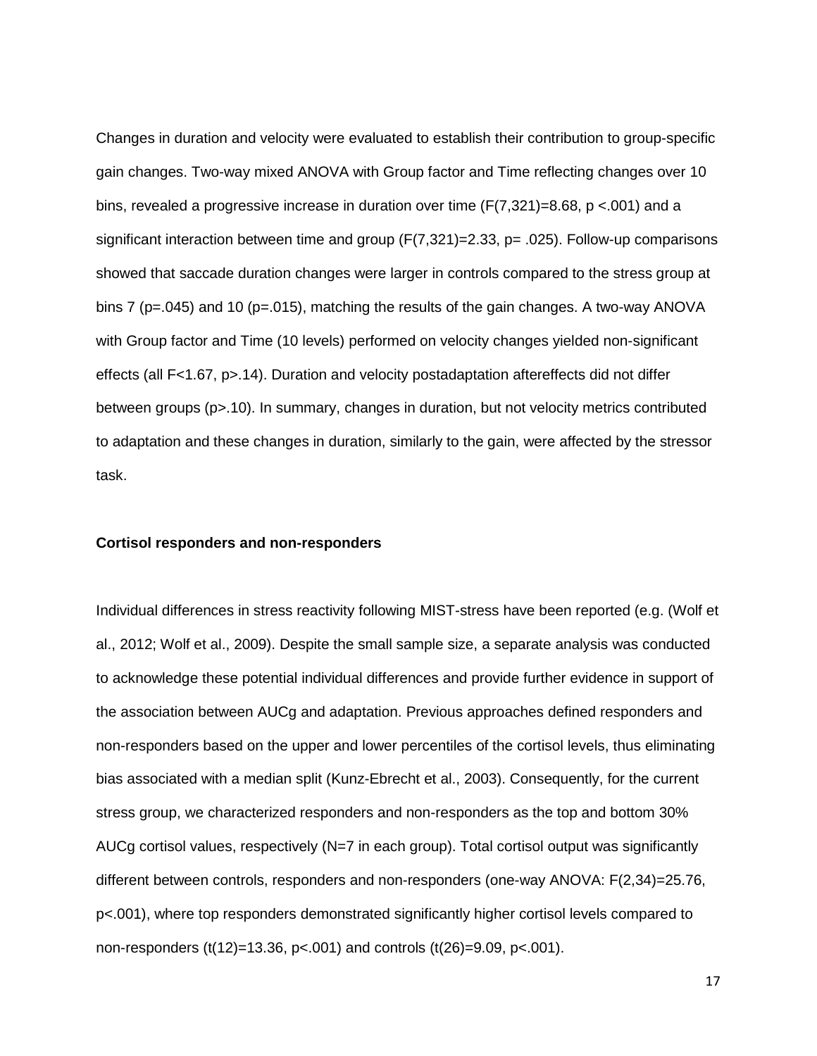Changes in duration and velocity were evaluated to establish their contribution to group-specific gain changes. Two-way mixed ANOVA with Group factor and Time reflecting changes over 10 bins, revealed a progressive increase in duration over time ($F(7,321)=8.68$, $p<.001$) and a significant interaction between time and group ($F(7,321)=2.33$, $p=.025$). Follow-up comparisons showed that saccade duration changes were larger in controls compared to the stress group at bins 7 ($p=.045$) and 10 ($p=.015$), matching the results of the gain changes. A two-way ANOVA with Group factor and Time (10 levels) performed on velocity changes yielded non-significant effects (all $F<1.67$, $p>.14$). Duration and velocity postadaptation aftereffects did not differ between groups ($p>.10$). In summary, changes in duration, but not velocity metrics contributed to adaptation and these changes in duration, similarly to the gain, were affected by the stressor task.

**Cortisol responders and non-responders**

Individual differences in stress reactivity following MIST-stress have been reported (e.g. (Wolf et al., 2012; Wolf et al., 2009). Despite the small sample size, a separate analysis was conducted to acknowledge these potential individual differences and provide further evidence in support of the association between AUCg and adaptation. Previous approaches defined responders and non-responders based on the upper and lower percentiles of the cortisol levels, thus eliminating bias associated with a median split (Kunz-Ebrecht et al., 2003). Consequently, for the current stress group, we characterized responders and non-responders as the top and bottom 30% AUCg cortisol values, respectively (N=7 in each group). Total cortisol output was significantly different between controls, responders and non-responders (one-way ANOVA: $F(2,34)=25.76$, $p<.001$), where top responders demonstrated significantly higher cortisol levels compared to non-responders ($t(12)=13.36$, $p<.001$) and controls ($t(26)=9.09$, $p<.001$).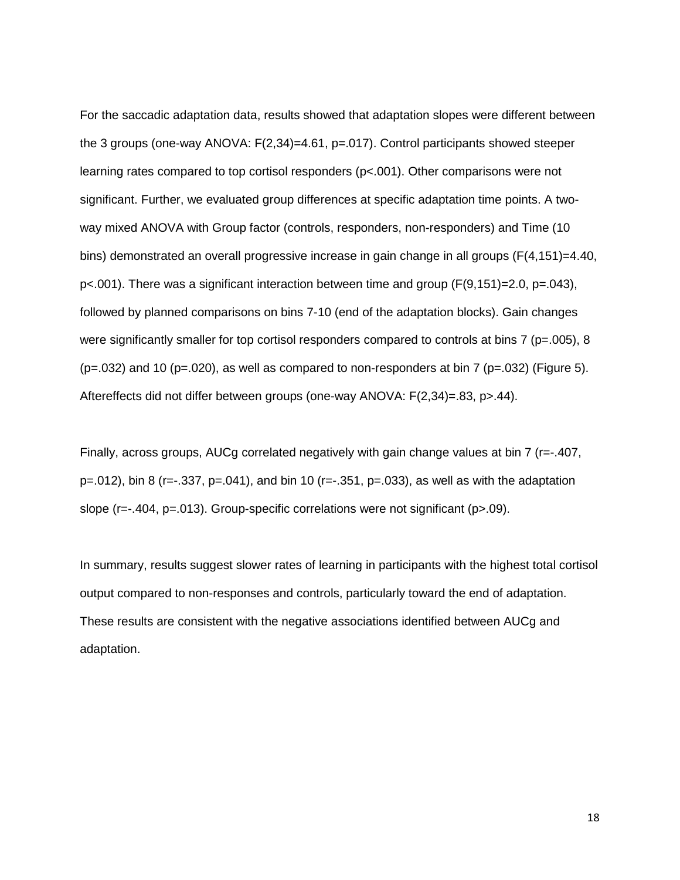For the saccadic adaptation data, results showed that adaptation slopes were different between the 3 groups (one-way ANOVA: $F(2,34)=4.61$, $p=.017$). Control participants showed steeper learning rates compared to top cortisol responders ($p<.001$). Other comparisons were not significant. Further, we evaluated group differences at specific adaptation time points. A two-way mixed ANOVA with Group factor (controls, responders, non-responders) and Time (10 bins) demonstrated an overall progressive increase in gain change in all groups ($F(4,151)=4.40$, $p<.001$). There was a significant interaction between time and group ($F(9,151)=2.0$, $p=.043$), followed by planned comparisons on bins 7-10 (end of the adaptation blocks). Gain changes were significantly smaller for top cortisol responders compared to controls at bins 7 ($p=.005$), 8 ($p=.032$) and 10 ($p=.020$), as well as compared to non-responders at bin 7 ($p=.032$) (Figure 5). Aftereffects did not differ between groups (one-way ANOVA: $F(2,34)=.83$, $p>.44$).

Finally, across groups, AUCg correlated negatively with gain change values at bin 7 ($r=-.407$, $p=.012$), bin 8 ($r=-.337$, $p=.041$), and bin 10 ($r=-.351$, $p=.033$), as well as with the adaptation slope ($r=-.404$, $p=.013$). Group-specific correlations were not significant ($p>.09$).

In summary, results suggest slower rates of learning in participants with the highest total cortisol output compared to non-responses and controls, particularly toward the end of adaptation. These results are consistent with the negative associations identified between AUCg and adaptation.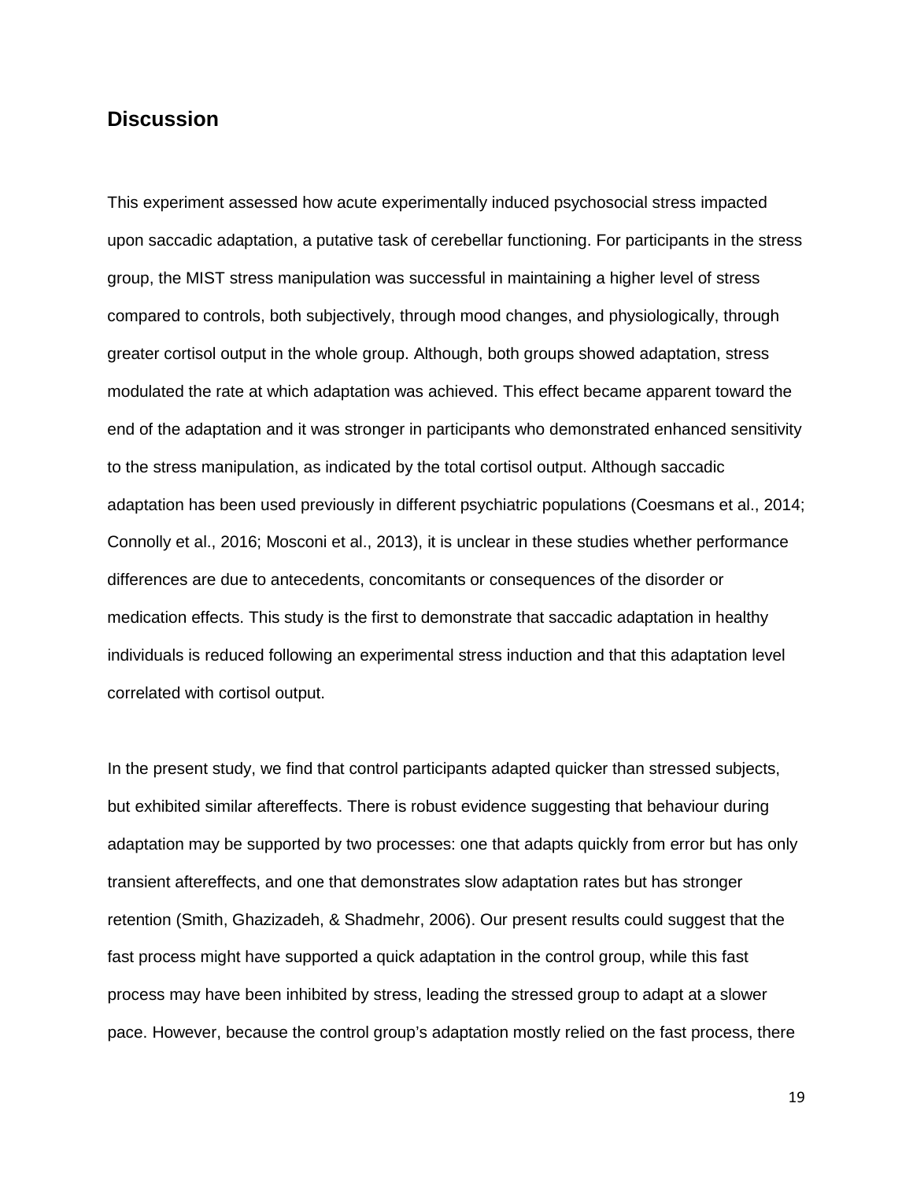## Discussion

This experiment assessed how acute experimentally induced psychosocial stress impacted upon saccadic adaptation, a putative task of cerebellar functioning. For participants in the stress group, the MIST stress manipulation was successful in maintaining a higher level of stress compared to controls, both subjectively, through mood changes, and physiologically, through greater cortisol output in the whole group. Although, both groups showed adaptation, stress modulated the rate at which adaptation was achieved. This effect became apparent toward the end of the adaptation and it was stronger in participants who demonstrated enhanced sensitivity to the stress manipulation, as indicated by the total cortisol output. Although saccadic adaptation has been used previously in different psychiatric populations (Coesmans et al., 2014; Connolly et al., 2016; Mosconi et al., 2013), it is unclear in these studies whether performance differences are due to antecedents, concomitants or consequences of the disorder or medication effects. This study is the first to demonstrate that saccadic adaptation in healthy individuals is reduced following an experimental stress induction and that this adaptation level correlated with cortisol output.

In the present study, we find that control participants adapted quicker than stressed subjects, but exhibited similar aftereffects. There is robust evidence suggesting that behaviour during adaptation may be supported by two processes: one that adapts quickly from error but has only transient aftereffects, and one that demonstrates slow adaptation rates but has stronger retention (Smith, Ghazizadeh, & Shadmehr, 2006). Our present results could suggest that the fast process might have supported a quick adaptation in the control group, while this fast process may have been inhibited by stress, leading the stressed group to adapt at a slower pace. However, because the control group's adaptation mostly relied on the fast process, there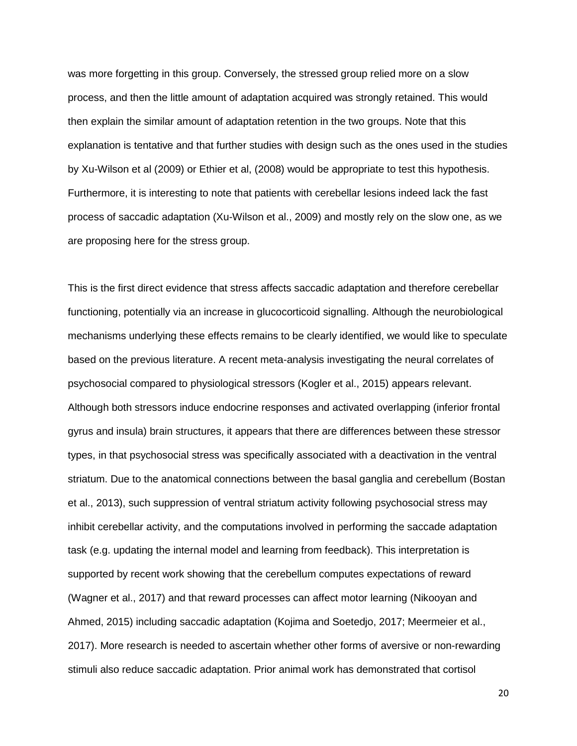was more forgetting in this group. Conversely, the stressed group relied more on a slow process, and then the little amount of adaptation acquired was strongly retained. This would then explain the similar amount of adaptation retention in the two groups. Note that this explanation is tentative and that further studies with design such as the ones used in the studies by Xu-Wilson et al (2009) or Ethier et al, (2008) would be appropriate to test this hypothesis. Furthermore, it is interesting to note that patients with cerebellar lesions indeed lack the fast process of saccadic adaptation (Xu-Wilson et al., 2009) and mostly rely on the slow one, as we are proposing here for the stress group.

This is the first direct evidence that stress affects saccadic adaptation and therefore cerebellar functioning, potentially via an increase in glucocorticoid signalling. Although the neurobiological mechanisms underlying these effects remains to be clearly identified, we would like to speculate based on the previous literature. A recent meta-analysis investigating the neural correlates of psychosocial compared to physiological stressors (Kogler et al., 2015) appears relevant. Although both stressors induce endocrine responses and activated overlapping (inferior frontal gyrus and insula) brain structures, it appears that there are differences between these stressor types, in that psychosocial stress was specifically associated with a deactivation in the ventral striatum. Due to the anatomical connections between the basal ganglia and cerebellum (Bostan et al., 2013), such suppression of ventral striatum activity following psychosocial stress may inhibit cerebellar activity, and the computations involved in performing the saccade adaptation task (e.g. updating the internal model and learning from feedback). This interpretation is supported by recent work showing that the cerebellum computes expectations of reward (Wagner et al., 2017) and that reward processes can affect motor learning (Nikooyan and Ahmed, 2015) including saccadic adaptation (Kojima and Soetedjo, 2017; Meermeier et al., 2017). More research is needed to ascertain whether other forms of aversive or non-rewarding stimuli also reduce saccadic adaptation. Prior animal work has demonstrated that cortisol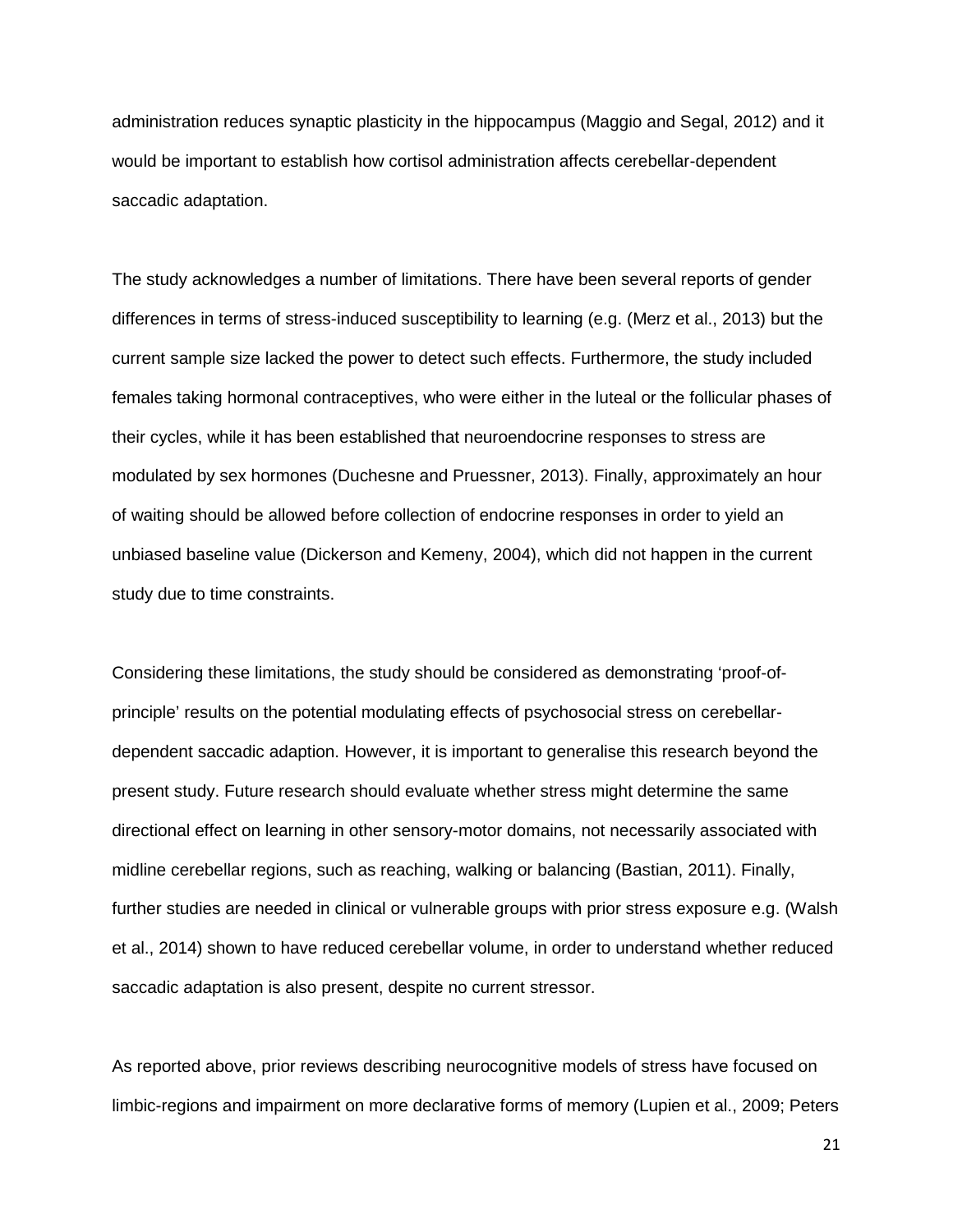administration reduces synaptic plasticity in the hippocampus (Maggio and Segal, 2012) and it would be important to establish how cortisol administration affects cerebellar-dependent saccadic adaptation.

The study acknowledges a number of limitations. There have been several reports of gender differences in terms of stress-induced susceptibility to learning (e.g. (Merz et al., 2013) but the current sample size lacked the power to detect such effects. Furthermore, the study included females taking hormonal contraceptives, who were either in the luteal or the follicular phases of their cycles, while it has been established that neuroendocrine responses to stress are modulated by sex hormones (Duchesne and Pruessner, 2013). Finally, approximately an hour of waiting should be allowed before collection of endocrine responses in order to yield an unbiased baseline value (Dickerson and Kemeny, 2004), which did not happen in the current study due to time constraints.

Considering these limitations, the study should be considered as demonstrating 'proof-of-principle' results on the potential modulating effects of psychosocial stress on cerebellar-dependent saccadic adaption. However, it is important to generalise this research beyond the present study. Future research should evaluate whether stress might determine the same directional effect on learning in other sensory-motor domains, not necessarily associated with midline cerebellar regions, such as reaching, walking or balancing (Bastian, 2011). Finally, further studies are needed in clinical or vulnerable groups with prior stress exposure e.g. (Walsh et al., 2014) shown to have reduced cerebellar volume, in order to understand whether reduced saccadic adaptation is also present, despite no current stressor.

As reported above, prior reviews describing neurocognitive models of stress have focused on limbic-regions and impairment on more declarative forms of memory (Lupien et al., 2009; Peters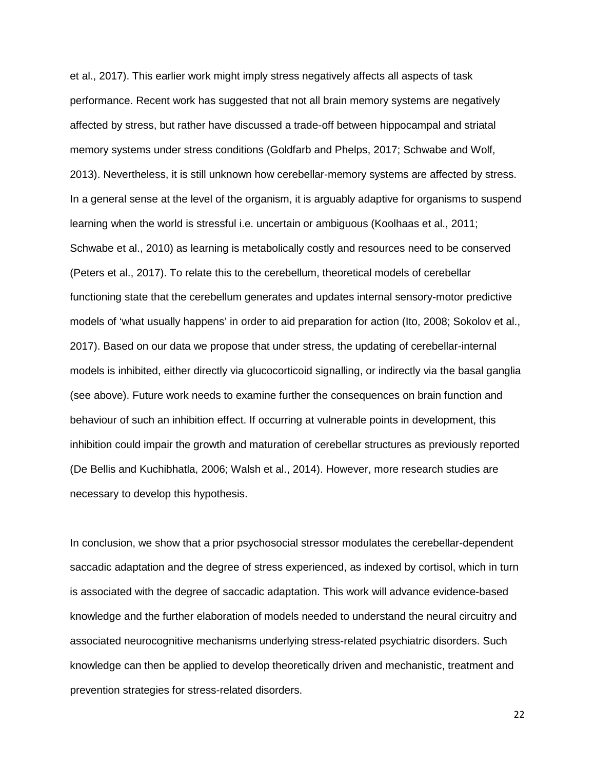et al., 2017). This earlier work might imply stress negatively affects all aspects of task performance. Recent work has suggested that not all brain memory systems are negatively affected by stress, but rather have discussed a trade-off between hippocampal and striatal memory systems under stress conditions (Goldfarb and Phelps, 2017; Schwabe and Wolf, 2013). Nevertheless, it is still unknown how cerebellar-memory systems are affected by stress. In a general sense at the level of the organism, it is arguably adaptive for organisms to suspend learning when the world is stressful i.e. uncertain or ambiguous (Koolhaas et al., 2011; Schwabe et al., 2010) as learning is metabolically costly and resources need to be conserved (Peters et al., 2017). To relate this to the cerebellum, theoretical models of cerebellar functioning state that the cerebellum generates and updates internal sensory-motor predictive models of 'what usually happens' in order to aid preparation for action (Ito, 2008; Sokolov et al., 2017). Based on our data we propose that under stress, the updating of cerebellar-internal models is inhibited, either directly via glucocorticoid signalling, or indirectly via the basal ganglia (see above). Future work needs to examine further the consequences on brain function and behaviour of such an inhibition effect. If occurring at vulnerable points in development, this inhibition could impair the growth and maturation of cerebellar structures as previously reported (De Bellis and Kuchibhatla, 2006; Walsh et al., 2014). However, more research studies are necessary to develop this hypothesis.

In conclusion, we show that a prior psychosocial stressor modulates the cerebellar-dependent saccadic adaptation and the degree of stress experienced, as indexed by cortisol, which in turn is associated with the degree of saccadic adaptation. This work will advance evidence-based knowledge and the further elaboration of models needed to understand the neural circuitry and associated neurocognitive mechanisms underlying stress-related psychiatric disorders. Such knowledge can then be applied to develop theoretically driven and mechanistic, treatment and prevention strategies for stress-related disorders.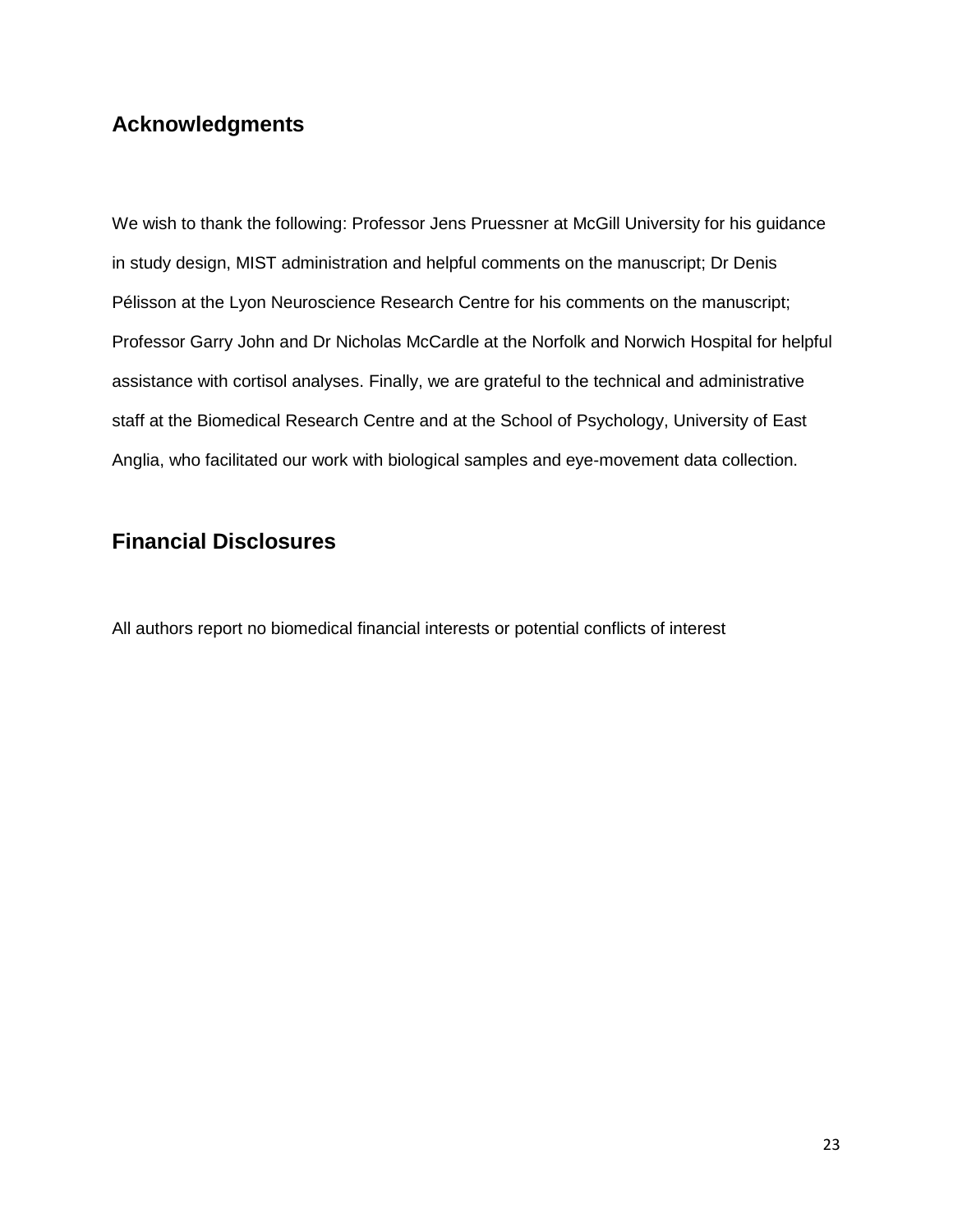## Acknowledgments

We wish to thank the following: Professor Jens Pruessner at McGill University for his guidance in study design, MIST administration and helpful comments on the manuscript; Dr Denis Pélisson at the Lyon Neuroscience Research Centre for his comments on the manuscript; Professor Garry John and Dr Nicholas McCardle at the Norfolk and Norwich Hospital for helpful assistance with cortisol analyses. Finally, we are grateful to the technical and administrative staff at the Biomedical Research Centre and at the School of Psychology, University of East Anglia, who facilitated our work with biological samples and eye-movement data collection.

## Financial Disclosures

All authors report no biomedical financial interests or potential conflicts of interest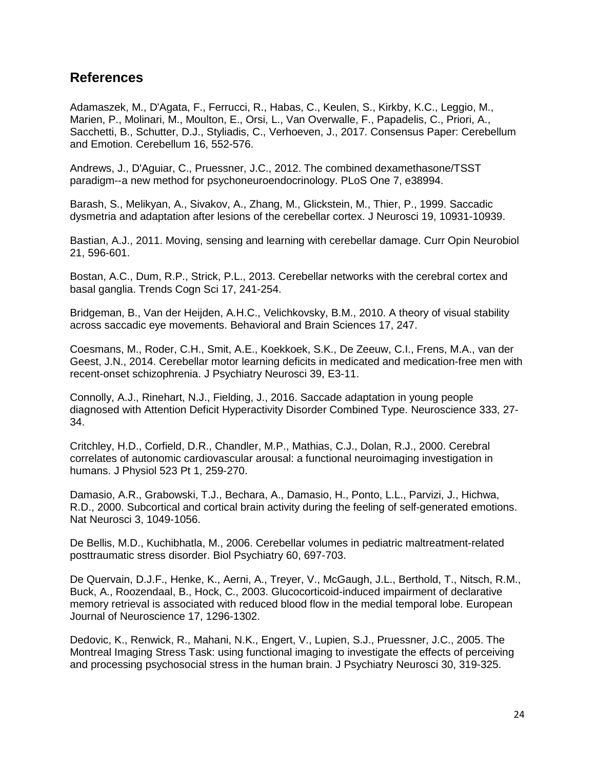## References

Adamaszek, M., D'Agata, F., Ferrucci, R., Habas, C., Keulen, S., Kirkby, K.C., Leggio, M., Marien, P., Molinari, M., Moulton, E., Orsi, L., Van Overwalle, F., Papadelis, C., Priori, A., Sacchetti, B., Schutter, D.J., Styliadis, C., Verhoeven, J., 2017. Consensus Paper: Cerebellum and Emotion. Cerebellum 16, 552-576.

Andrews, J., D'Aguiar, C., Pruessner, J.C., 2012. The combined dexamethasone/TSST paradigm--a new method for psychoneuroendocrinology. PLoS One 7, e38994.

Barash, S., Melikyan, A., Sivakov, A., Zhang, M., Glickstein, M., Thier, P., 1999. Saccadic dysmetria and adaptation after lesions of the cerebellar cortex. J Neurosci 19, 10931-10939.

Bastian, A.J., 2011. Moving, sensing and learning with cerebellar damage. Curr Opin Neurobiol 21, 596-601.

Bostan, A.C., Dum, R.P., Strick, P.L., 2013. Cerebellar networks with the cerebral cortex and basal ganglia. Trends Cogn Sci 17, 241-254.

Bridgeman, B., Van der Heijden, A.H.C., Velichkovsky, B.M., 2010. A theory of visual stability across saccadic eye movements. Behavioral and Brain Sciences 17, 247.

Coesmans, M., Roder, C.H., Smit, A.E., Koekkoek, S.K., De Zeeuw, C.I., Frens, M.A., van der Geest, J.N., 2014. Cerebellar motor learning deficits in medicated and medication-free men with recent-onset schizophrenia. J Psychiatry Neurosci 39, E3-11.

Connolly, A.J., Rinehart, N.J., Fielding, J., 2016. Saccade adaptation in young people diagnosed with Attention Deficit Hyperactivity Disorder Combined Type. Neuroscience 333, 27-34.

Critchley, H.D., Corfield, D.R., Chandler, M.P., Mathias, C.J., Dolan, R.J., 2000. Cerebral correlates of autonomic cardiovascular arousal: a functional neuroimaging investigation in humans. J Physiol 523 Pt 1, 259-270.

Damasio, A.R., Grabowski, T.J., Bechara, A., Damasio, H., Ponto, L.L., Parvizi, J., Hichwa, R.D., 2000. Subcortical and cortical brain activity during the feeling of self-generated emotions. Nat Neurosci 3, 1049-1056.

De Bellis, M.D., Kuchibhatla, M., 2006. Cerebellar volumes in pediatric maltreatment-related posttraumatic stress disorder. Biol Psychiatry 60, 697-703.

De Quervain, D.J.F., Henke, K., Aerni, A., Treyer, V., McGaugh, J.L., Berthold, T., Nitsch, R.M., Buck, A., Roozendaal, B., Hock, C., 2003. Glucocorticoid-induced impairment of declarative memory retrieval is associated with reduced blood flow in the medial temporal lobe. European Journal of Neuroscience 17, 1296-1302.

Dedovic, K., Renwick, R., Mahani, N.K., Engert, V., Lupien, S.J., Pruessner, J.C., 2005. The Montreal Imaging Stress Task: using functional imaging to investigate the effects of perceiving and processing psychosocial stress in the human brain. J Psychiatry Neurosci 30, 319-325.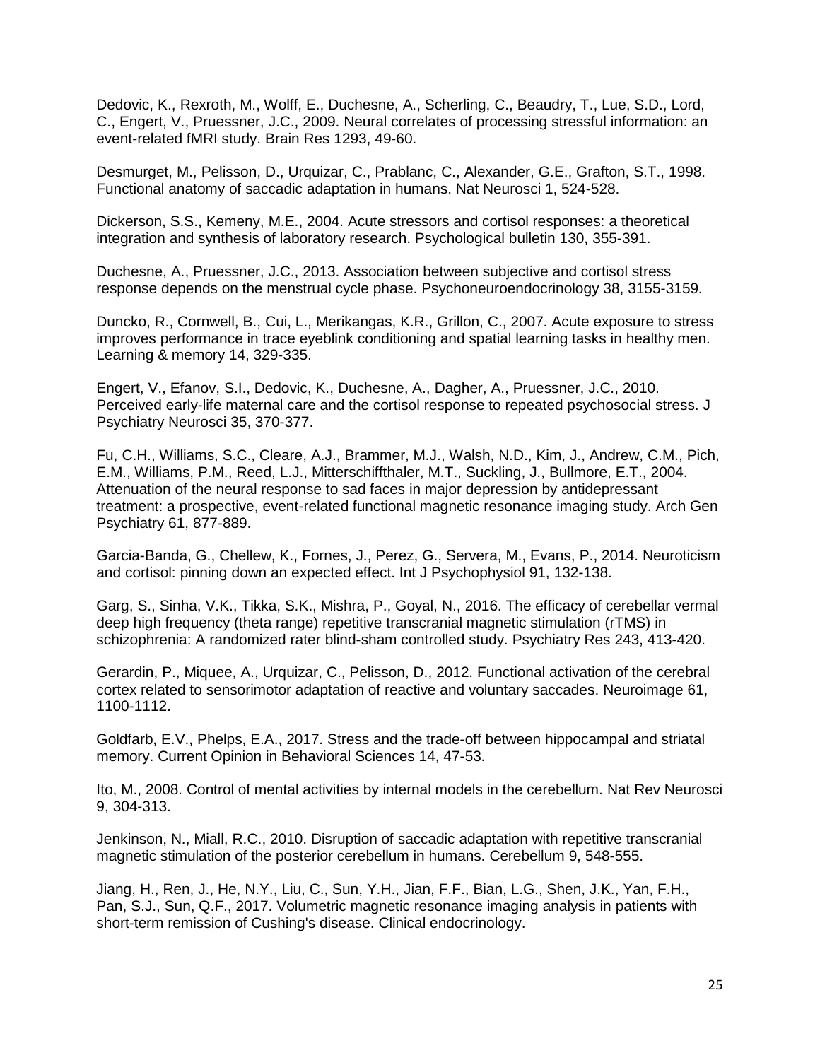Dedovic, K., Rexroth, M., Wolff, E., Duchesne, A., Scherling, C., Beaudry, T., Lue, S.D., Lord, C., Engert, V., Pruessner, J.C., 2009. Neural correlates of processing stressful information: an event-related fMRI study. Brain Res 1293, 49-60.

Desmurget, M., Pelisson, D., Urquizar, C., Prablanc, C., Alexander, G.E., Grafton, S.T., 1998. Functional anatomy of saccadic adaptation in humans. Nat Neurosci 1, 524-528.

Dickerson, S.S., Kemeny, M.E., 2004. Acute stressors and cortisol responses: a theoretical integration and synthesis of laboratory research. Psychological bulletin 130, 355-391.

Duchesne, A., Pruessner, J.C., 2013. Association between subjective and cortisol stress response depends on the menstrual cycle phase. Psychoneuroendocrinology 38, 3155-3159.

Duncko, R., Cornwell, B., Cui, L., Merikangas, K.R., Grillon, C., 2007. Acute exposure to stress improves performance in trace eyeblink conditioning and spatial learning tasks in healthy men. Learning & memory 14, 329-335.

Engert, V., Efanov, S.I., Dedovic, K., Duchesne, A., Dagher, A., Pruessner, J.C., 2010. Perceived early-life maternal care and the cortisol response to repeated psychosocial stress. J Psychiatry Neurosci 35, 370-377.

Fu, C.H., Williams, S.C., Cleare, A.J., Brammer, M.J., Walsh, N.D., Kim, J., Andrew, C.M., Pich, E.M., Williams, P.M., Reed, L.J., Mitterschiffthaler, M.T., Suckling, J., Bullmore, E.T., 2004. Attenuation of the neural response to sad faces in major depression by antidepressant treatment: a prospective, event-related functional magnetic resonance imaging study. Arch Gen Psychiatry 61, 877-889.

Garcia-Banda, G., Chellew, K., Fornes, J., Perez, G., Servera, M., Evans, P., 2014. Neuroticism and cortisol: pinning down an expected effect. Int J Psychophysiol 91, 132-138.

Garg, S., Sinha, V.K., Tikka, S.K., Mishra, P., Goyal, N., 2016. The efficacy of cerebellar vermal deep high frequency (theta range) repetitive transcranial magnetic stimulation (rTMS) in schizophrenia: A randomized rater blind-sham controlled study. Psychiatry Res 243, 413-420.

Gerardin, P., Miquee, A., Urquizar, C., Pelisson, D., 2012. Functional activation of the cerebral cortex related to sensorimotor adaptation of reactive and voluntary saccades. Neuroimage 61, 1100-1112.

Goldfarb, E.V., Phelps, E.A., 2017. Stress and the trade-off between hippocampal and striatal memory. Current Opinion in Behavioral Sciences 14, 47-53.

Ito, M., 2008. Control of mental activities by internal models in the cerebellum. Nat Rev Neurosci 9, 304-313.

Jenkinson, N., Miall, R.C., 2010. Disruption of saccadic adaptation with repetitive transcranial magnetic stimulation of the posterior cerebellum in humans. Cerebellum 9, 548-555.

Jiang, H., Ren, J., He, N.Y., Liu, C., Sun, Y.H., Jian, F.F., Bian, L.G., Shen, J.K., Yan, F.H., Pan, S.J., Sun, Q.F., 2017. Volumetric magnetic resonance imaging analysis in patients with short-term remission of Cushing's disease. Clinical endocrinology.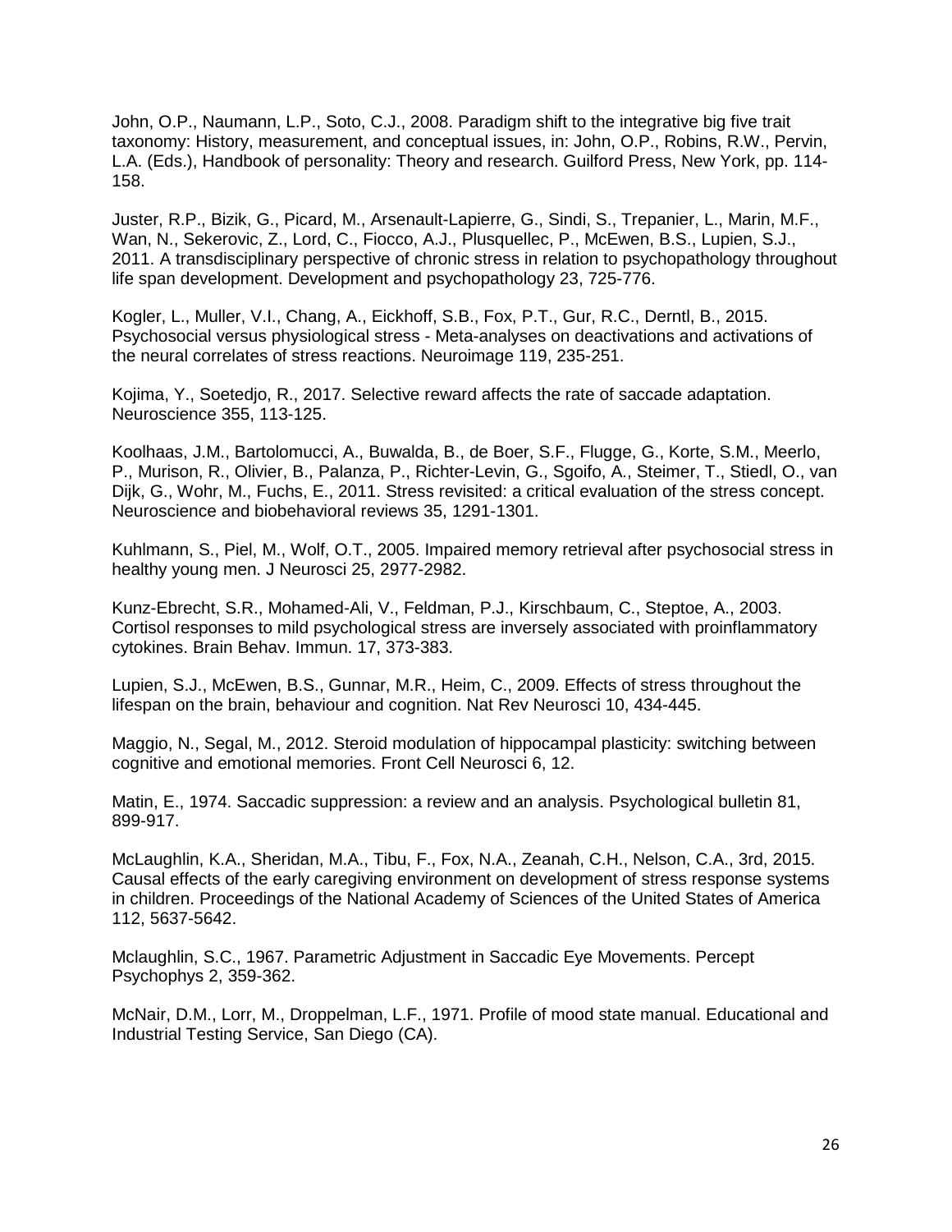John, O.P., Naumann, L.P., Soto, C.J., 2008. Paradigm shift to the integrative big five trait taxonomy: History, measurement, and conceptual issues, in: John, O.P., Robins, R.W., Pervin, L.A. (Eds.), Handbook of personality: Theory and research. Guilford Press, New York, pp. 114-158.

Juster, R.P., Bizik, G., Picard, M., Arsenault-Lapierre, G., Sindi, S., Trepanier, L., Marin, M.F., Wan, N., Sekerovic, Z., Lord, C., Fiocco, A.J., Plusquellec, P., McEwen, B.S., Lupien, S.J., 2011. A transdisciplinary perspective of chronic stress in relation to psychopathology throughout life span development. Development and psychopathology 23, 725-776.

Kogler, L., Muller, V.I., Chang, A., Eickhoff, S.B., Fox, P.T., Gur, R.C., Derntl, B., 2015. Psychosocial versus physiological stress - Meta-analyses on deactivations and activations of the neural correlates of stress reactions. Neuroimage 119, 235-251.

Kojima, Y., Soetedjo, R., 2017. Selective reward affects the rate of saccade adaptation. Neuroscience 355, 113-125.

Koolhaas, J.M., Bartolomucci, A., Buwalda, B., de Boer, S.F., Flugge, G., Korte, S.M., Meerlo, P., Murison, R., Olivier, B., Palanza, P., Richter-Levin, G., Sgoifo, A., Steimer, T., Stiedl, O., van Dijk, G., Wohr, M., Fuchs, E., 2011. Stress revisited: a critical evaluation of the stress concept. Neuroscience and biobehavioral reviews 35, 1291-1301.

Kuhlmann, S., Piel, M., Wolf, O.T., 2005. Impaired memory retrieval after psychosocial stress in healthy young men. J Neurosci 25, 2977-2982.

Kunz-Ebrecht, S.R., Mohamed-Ali, V., Feldman, P.J., Kirschbaum, C., Steptoe, A., 2003. Cortisol responses to mild psychological stress are inversely associated with proinflammatory cytokines. Brain Behav. Immun. 17, 373-383.

Lupien, S.J., McEwen, B.S., Gunnar, M.R., Heim, C., 2009. Effects of stress throughout the lifespan on the brain, behaviour and cognition. Nat Rev Neurosci 10, 434-445.

Maggio, N., Segal, M., 2012. Steroid modulation of hippocampal plasticity: switching between cognitive and emotional memories. Front Cell Neurosci 6, 12.

Matin, E., 1974. Saccadic suppression: a review and an analysis. Psychological bulletin 81, 899-917.

McLaughlin, K.A., Sheridan, M.A., Tibu, F., Fox, N.A., Zeanah, C.H., Nelson, C.A., 3rd, 2015. Causal effects of the early caregiving environment on development of stress response systems in children. Proceedings of the National Academy of Sciences of the United States of America 112, 5637-5642.

Mclaughlin, S.C., 1967. Parametric Adjustment in Saccadic Eye Movements. Percept Psychophys 2, 359-362.

McNair, D.M., Lorr, M., Droppelman, L.F., 1971. Profile of mood state manual. Educational and Industrial Testing Service, San Diego (CA).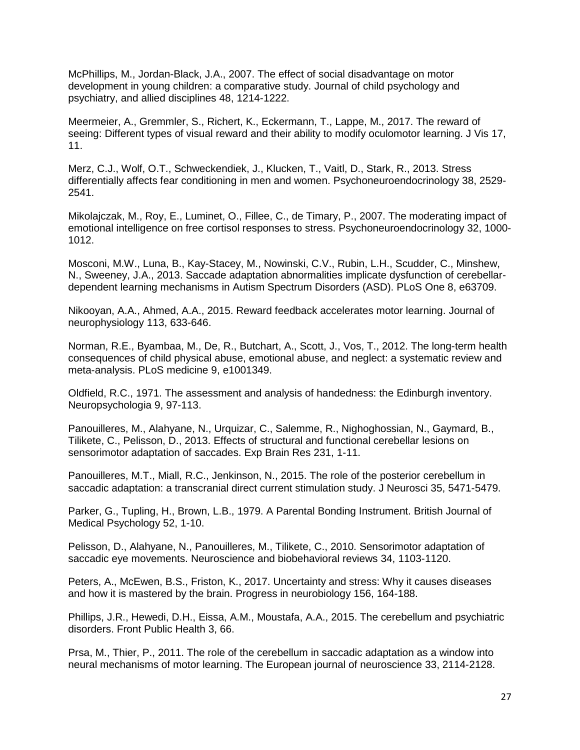McPhillips, M., Jordan-Black, J.A., 2007. The effect of social disadvantage on motor development in young children: a comparative study. Journal of child psychology and psychiatry, and allied disciplines 48, 1214-1222.

Meermeier, A., Gremmler, S., Richert, K., Eckermann, T., Lappe, M., 2017. The reward of seeing: Different types of visual reward and their ability to modify oculomotor learning. J Vis 17, 11.

Merz, C.J., Wolf, O.T., Schweckendiek, J., Klucken, T., Vaitl, D., Stark, R., 2013. Stress differentially affects fear conditioning in men and women. Psychoneuroendocrinology 38, 2529-2541.

Mikolajczak, M., Roy, E., Luminet, O., Fillee, C., de Timary, P., 2007. The moderating impact of emotional intelligence on free cortisol responses to stress. Psychoneuroendocrinology 32, 1000-1012.

Mosconi, M.W., Luna, B., Kay-Stacey, M., Nowinski, C.V., Rubin, L.H., Scudder, C., Minshew, N., Sweeney, J.A., 2013. Saccade adaptation abnormalities implicate dysfunction of cerebellar-dependent learning mechanisms in Autism Spectrum Disorders (ASD). PLoS One 8, e63709.

Nikooyan, A.A., Ahmed, A.A., 2015. Reward feedback accelerates motor learning. Journal of neurophysiology 113, 633-646.

Norman, R.E., Byambaa, M., De, R., Butchart, A., Scott, J., Vos, T., 2012. The long-term health consequences of child physical abuse, emotional abuse, and neglect: a systematic review and meta-analysis. PLoS medicine 9, e1001349.

Oldfield, R.C., 1971. The assessment and analysis of handedness: the Edinburgh inventory. Neuropsychologia 9, 97-113.

Panouilleres, M., Alahyane, N., Urquizar, C., Salemme, R., Nighoghossian, N., Gaymard, B., Tilikete, C., Pelisson, D., 2013. Effects of structural and functional cerebellar lesions on sensorimotor adaptation of saccades. Exp Brain Res 231, 1-11.

Panouilleres, M.T., Miall, R.C., Jenkinson, N., 2015. The role of the posterior cerebellum in saccadic adaptation: a transcranial direct current stimulation study. J Neurosci 35, 5471-5479.

Parker, G., Tupling, H., Brown, L.B., 1979. A Parental Bonding Instrument. British Journal of Medical Psychology 52, 1-10.

Pelisson, D., Alahyane, N., Panouilleres, M., Tilikete, C., 2010. Sensorimotor adaptation of saccadic eye movements. Neuroscience and biobehavioral reviews 34, 1103-1120.

Peters, A., McEwen, B.S., Friston, K., 2017. Uncertainty and stress: Why it causes diseases and how it is mastered by the brain. Progress in neurobiology 156, 164-188.

Phillips, J.R., Hewedi, D.H., Eissa, A.M., Moustafa, A.A., 2015. The cerebellum and psychiatric disorders. Front Public Health 3, 66.

Prsa, M., Thier, P., 2011. The role of the cerebellum in saccadic adaptation as a window into neural mechanisms of motor learning. The European journal of neuroscience 33, 2114-2128.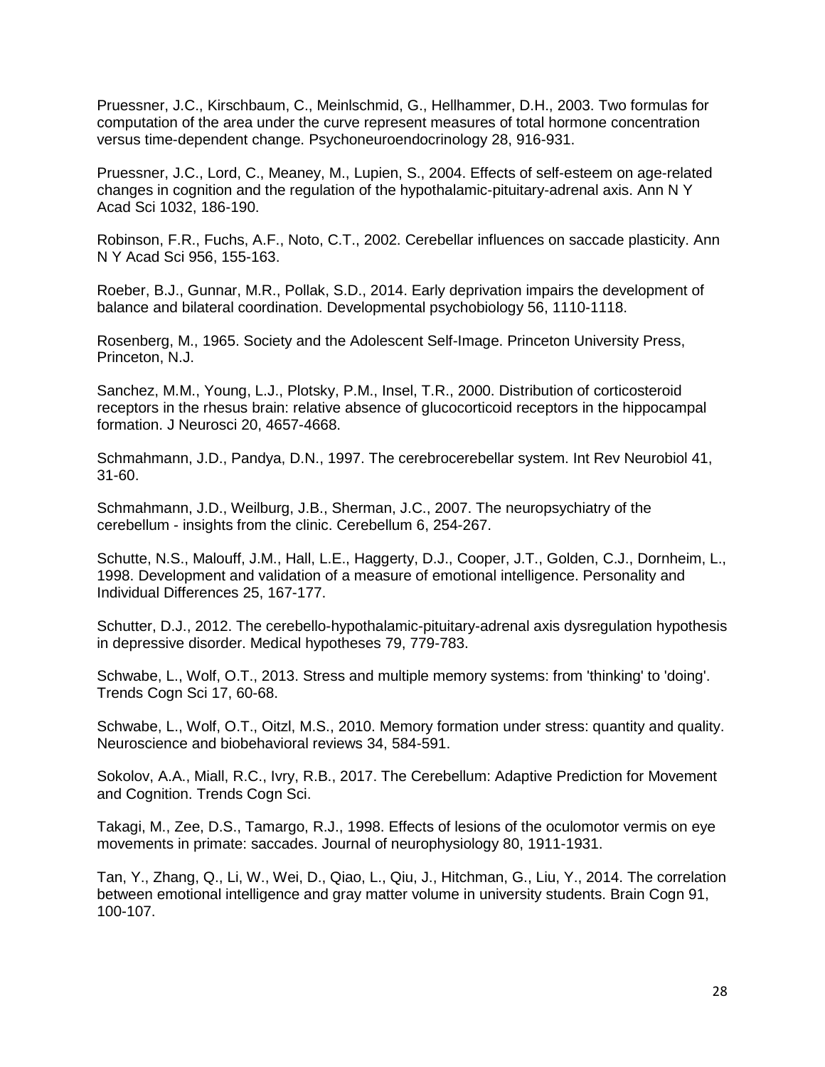Pruessner, J.C., Kirschbaum, C., Meinlschmid, G., Hellhammer, D.H., 2003. Two formulas for computation of the area under the curve represent measures of total hormone concentration versus time-dependent change. Psychoneuroendocrinology 28, 916-931.

Pruessner, J.C., Lord, C., Meaney, M., Lupien, S., 2004. Effects of self-esteem on age-related changes in cognition and the regulation of the hypothalamic-pituitary-adrenal axis. Ann N Y Acad Sci 1032, 186-190.

Robinson, F.R., Fuchs, A.F., Noto, C.T., 2002. Cerebellar influences on saccade plasticity. Ann N Y Acad Sci 956, 155-163.

Roeber, B.J., Gunnar, M.R., Pollak, S.D., 2014. Early deprivation impairs the development of balance and bilateral coordination. Developmental psychobiology 56, 1110-1118.

Rosenberg, M., 1965. Society and the Adolescent Self-Image. Princeton University Press, Princeton, N.J.

Sanchez, M.M., Young, L.J., Plotsky, P.M., Insel, T.R., 2000. Distribution of corticosteroid receptors in the rhesus brain: relative absence of glucocorticoid receptors in the hippocampal formation. J Neurosci 20, 4657-4668.

Schmahmann, J.D., Pandya, D.N., 1997. The cerebrocerebellar system. Int Rev Neurobiol 41, 31-60.

Schmahmann, J.D., Weilburg, J.B., Sherman, J.C., 2007. The neuropsychiatry of the cerebellum - insights from the clinic. Cerebellum 6, 254-267.

Schutte, N.S., Malouff, J.M., Hall, L.E., Haggerty, D.J., Cooper, J.T., Golden, C.J., Dornheim, L., 1998. Development and validation of a measure of emotional intelligence. Personality and Individual Differences 25, 167-177.

Schutter, D.J., 2012. The cerebello-hypothalamic-pituitary-adrenal axis dysregulation hypothesis in depressive disorder. Medical hypotheses 79, 779-783.

Schwabe, L., Wolf, O.T., 2013. Stress and multiple memory systems: from 'thinking' to 'doing'. Trends Cogn Sci 17, 60-68.

Schwabe, L., Wolf, O.T., Oitzl, M.S., 2010. Memory formation under stress: quantity and quality. Neuroscience and biobehavioral reviews 34, 584-591.

Sokolov, A.A., Miall, R.C., Ivry, R.B., 2017. The Cerebellum: Adaptive Prediction for Movement and Cognition. Trends Cogn Sci.

Takagi, M., Zee, D.S., Tamargo, R.J., 1998. Effects of lesions of the oculomotor vermis on eye movements in primate: saccades. Journal of neurophysiology 80, 1911-1931.

Tan, Y., Zhang, Q., Li, W., Wei, D., Qiao, L., Qiu, J., Hitchman, G., Liu, Y., 2014. The correlation between emotional intelligence and gray matter volume in university students. Brain Cogn 91, 100-107.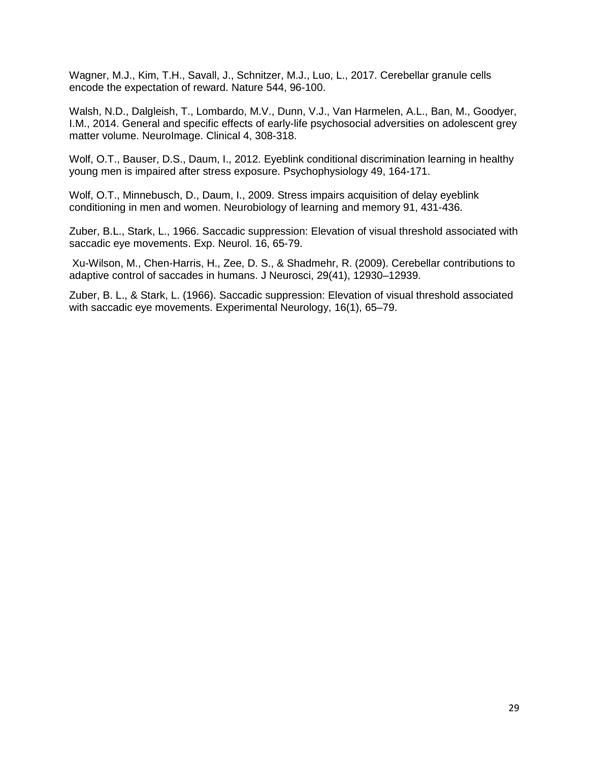Wagner, M.J., Kim, T.H., Savall, J., Schnitzer, M.J., Luo, L., 2017. Cerebellar granule cells encode the expectation of reward. Nature 544, 96-100.

Walsh, N.D., Dalgleish, T., Lombardo, M.V., Dunn, V.J., Van Harmelen, A.L., Ban, M., Goodyer, I.M., 2014. General and specific effects of early-life psychosocial adversities on adolescent grey matter volume. NeuroImage. Clinical 4, 308-318.

Wolf, O.T., Bauser, D.S., Daum, I., 2012. Eyeblink conditional discrimination learning in healthy young men is impaired after stress exposure. Psychophysiology 49, 164-171.

Wolf, O.T., Minnebusch, D., Daum, I., 2009. Stress impairs acquisition of delay eyeblink conditioning in men and women. Neurobiology of learning and memory 91, 431-436.

Zuber, B.L., Stark, L., 1966. Saccadic suppression: Elevation of visual threshold associated with saccadic eye movements. Exp. Neurol. 16, 65-79.

Xu-Wilson, M., Chen-Harris, H., Zee, D. S., & Shadmehr, R. (2009). Cerebellar contributions to adaptive control of saccades in humans. J Neurosci, 29(41), 12930–12939.

Zuber, B. L., & Stark, L. (1966). Saccadic suppression: Elevation of visual threshold associated with saccadic eye movements. Experimental Neurology, 16(1), 65–79.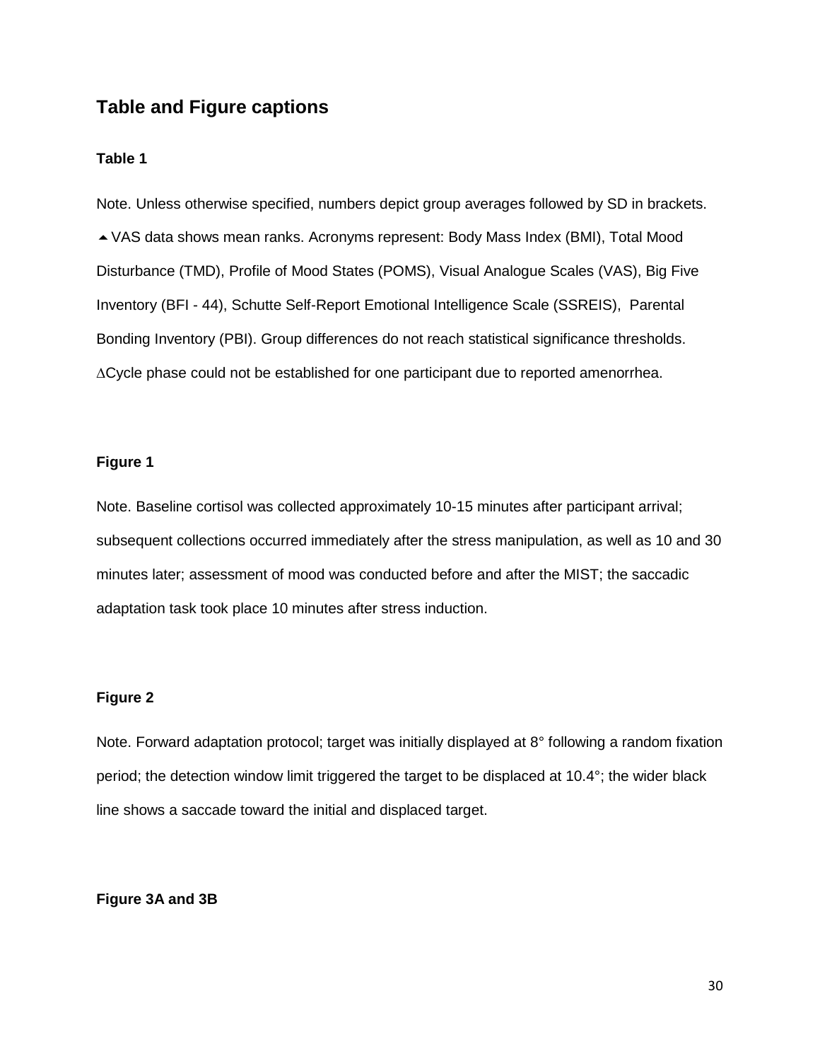## Table and Figure captions

### Table 1

Note. Unless otherwise specified, numbers depict group averages followed by SD in brackets. ⏶VAS data shows mean ranks. Acronyms represent: Body Mass Index (BMI), Total Mood Disturbance (TMD), Profile of Mood States (POMS), Visual Analogue Scales (VAS), Big Five Inventory (BFI - 44), Schutte Self-Report Emotional Intelligence Scale (SSREIS), Parental Bonding Inventory (PBI). Group differences do not reach statistical significance thresholds. ∆Cycle phase could not be established for one participant due to reported amenorrhea.

### Figure 1

Note. Baseline cortisol was collected approximately 10-15 minutes after participant arrival; subsequent collections occurred immediately after the stress manipulation, as well as 10 and 30 minutes later; assessment of mood was conducted before and after the MIST; the saccadic adaptation task took place 10 minutes after stress induction.

### Figure 2

Note. Forward adaptation protocol; target was initially displayed at 8° following a random fixation period; the detection window limit triggered the target to be displaced at 10.4°; the wider black line shows a saccade toward the initial and displaced target.

### Figure 3A and 3B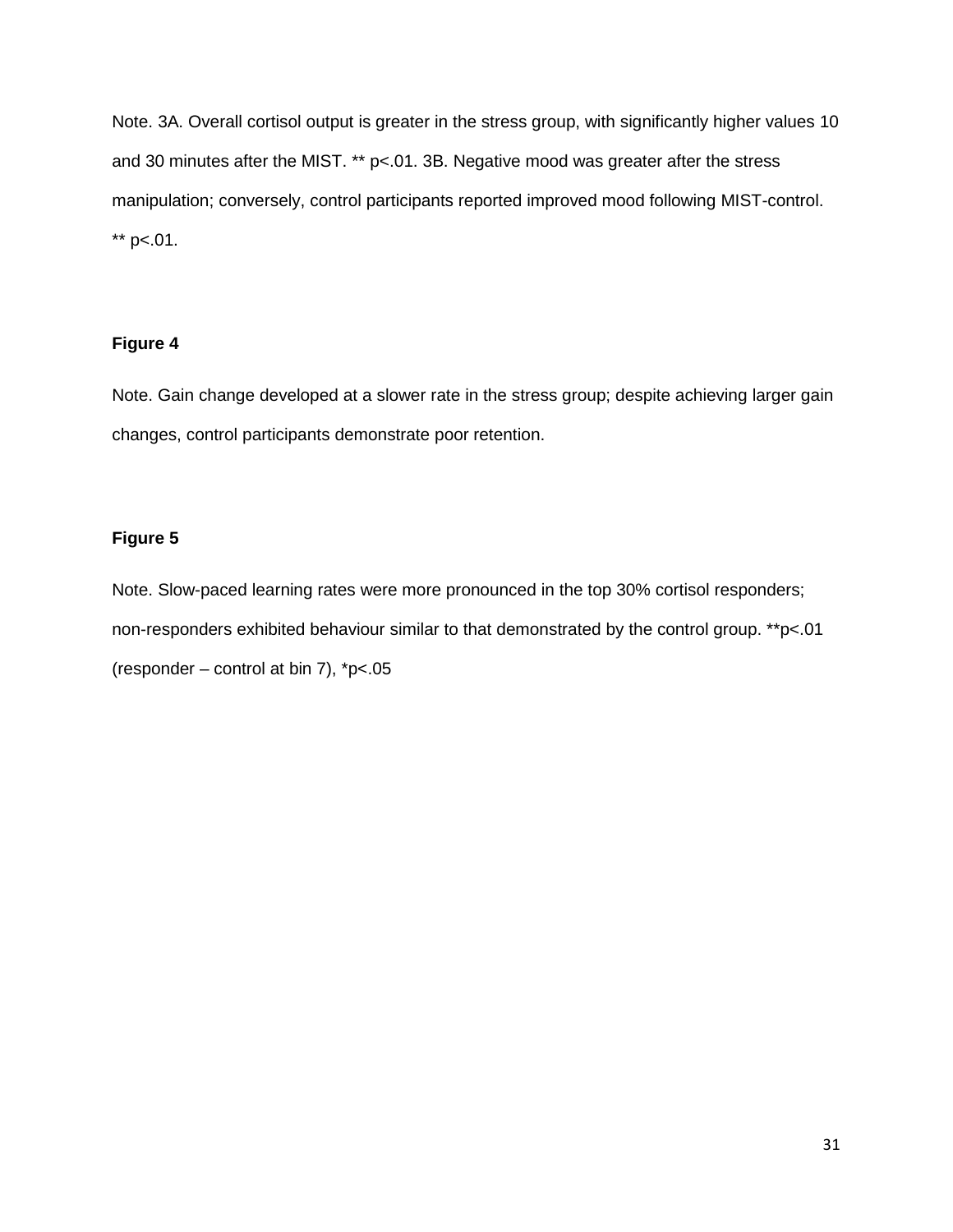Note. 3A. Overall cortisol output is greater in the stress group, with significantly higher values 10 and 30 minutes after the MIST. ** $p<.01$. 3B. Negative mood was greater after the stress manipulation; conversely, control participants reported improved mood following MIST-control. ** $p<.01$.

**Figure 4**

Note. Gain change developed at a slower rate in the stress group; despite achieving larger gain changes, control participants demonstrate poor retention.

**Figure 5**

Note. Slow-paced learning rates were more pronounced in the top 30% cortisol responders; non-responders exhibited behaviour similar to that demonstrated by the control group. ** $p<.01$ (responder – control at bin 7), * $p<.05$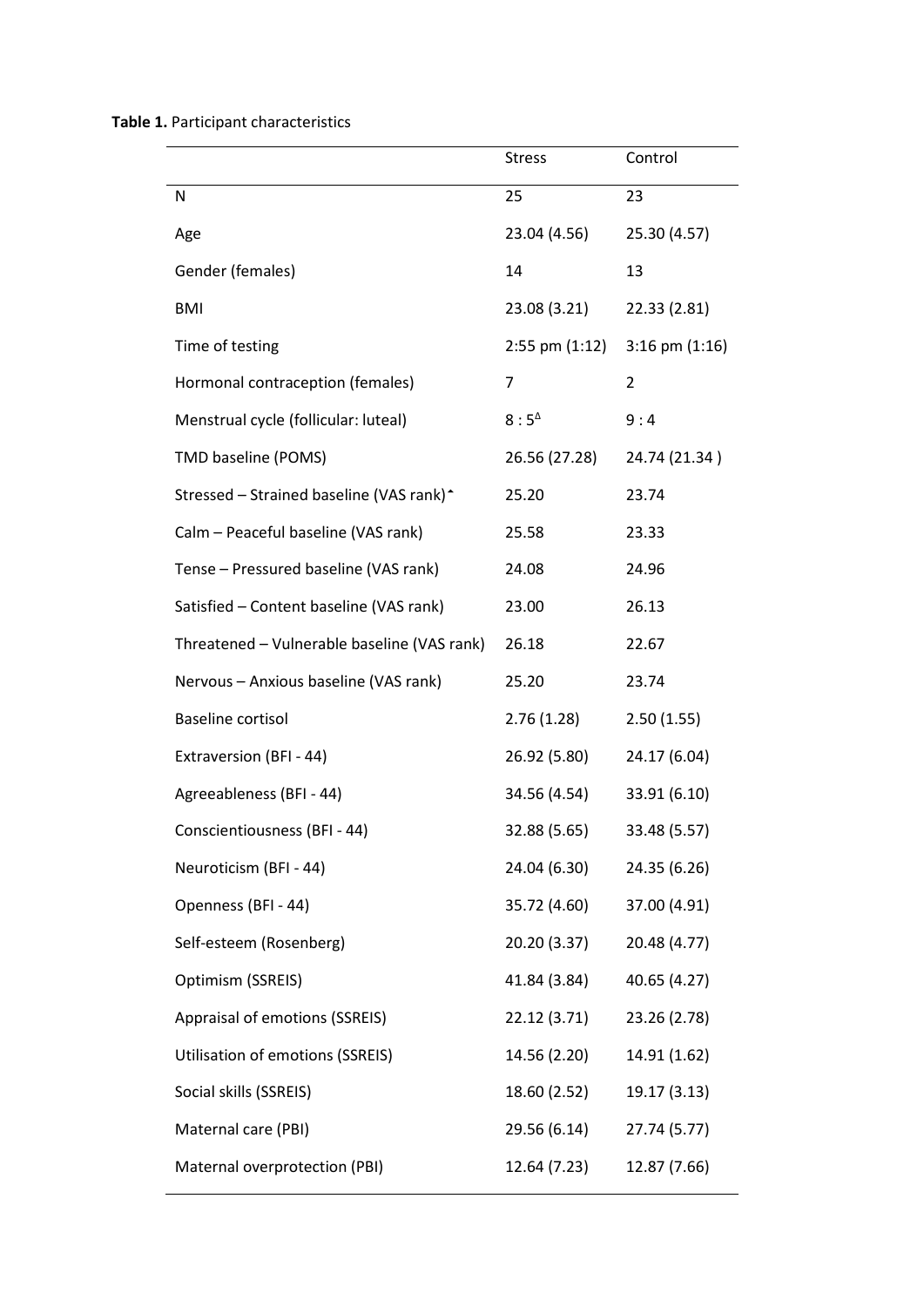**Table 1.** Participant characteristics

| | Stress | Control |
|---|---|---|
| N | 25 | 23 |
| Age | 23.04 (4.56) | 25.30 (4.57) |
| Gender (females) | 14 | 13 |
| BMI | 23.08 (3.21) | 22.33 (2.81) |
| Time of testing | 2:55 pm (1:12) | 3:16 pm (1:16) |
| Hormonal contraception (females) | 7 | 2 |
| Menstrual cycle (follicular: luteal) | 8 : 5[Δ] | 9 : 4 |
| TMD baseline (POMS) | 26.56 (27.28) | 24.74 (21.34 ) |
| Stressed – Strained baseline (VAS rank)[*] | 25.20 | 23.74 |
| Calm – Peaceful baseline (VAS rank) | 25.58 | 23.33 |
| Tense – Pressured baseline (VAS rank) | 24.08 | 24.96 |
| Satisfied – Content baseline (VAS rank) | 23.00 | 26.13 |
| Threatened – Vulnerable baseline (VAS rank) | 26.18 | 22.67 |
| Nervous – Anxious baseline (VAS rank) | 25.20 | 23.74 |
| Baseline cortisol | 2.76 (1.28) | 2.50 (1.55) |
| Extraversion (BFI - 44) | 26.92 (5.80) | 24.17 (6.04) |
| Agreeableness (BFI - 44) | 34.56 (4.54) | 33.91 (6.10) |
| Conscientiousness (BFI - 44) | 32.88 (5.65) | 33.48 (5.57) |
| Neuroticism (BFI - 44) | 24.04 (6.30) | 24.35 (6.26) |
| Openness (BFI - 44) | 35.72 (4.60) | 37.00 (4.91) |
| Self-esteem (Rosenberg) | 20.20 (3.37) | 20.48 (4.77) |
| Optimism (SSREIS) | 41.84 (3.84) | 40.65 (4.27) |
| Appraisal of emotions (SSREIS) | 22.12 (3.71) | 23.26 (2.78) |
| Utilisation of emotions (SSREIS) | 14.56 (2.20) | 14.91 (1.62) |
| Social skills (SSREIS) | 18.60 (2.52) | 19.17 (3.13) |
| Maternal care (PBI) | 29.56 (6.14) | 27.74 (5.77) |
| Maternal overprotection (PBI) | 12.64 (7.23) | 12.87 (7.66) |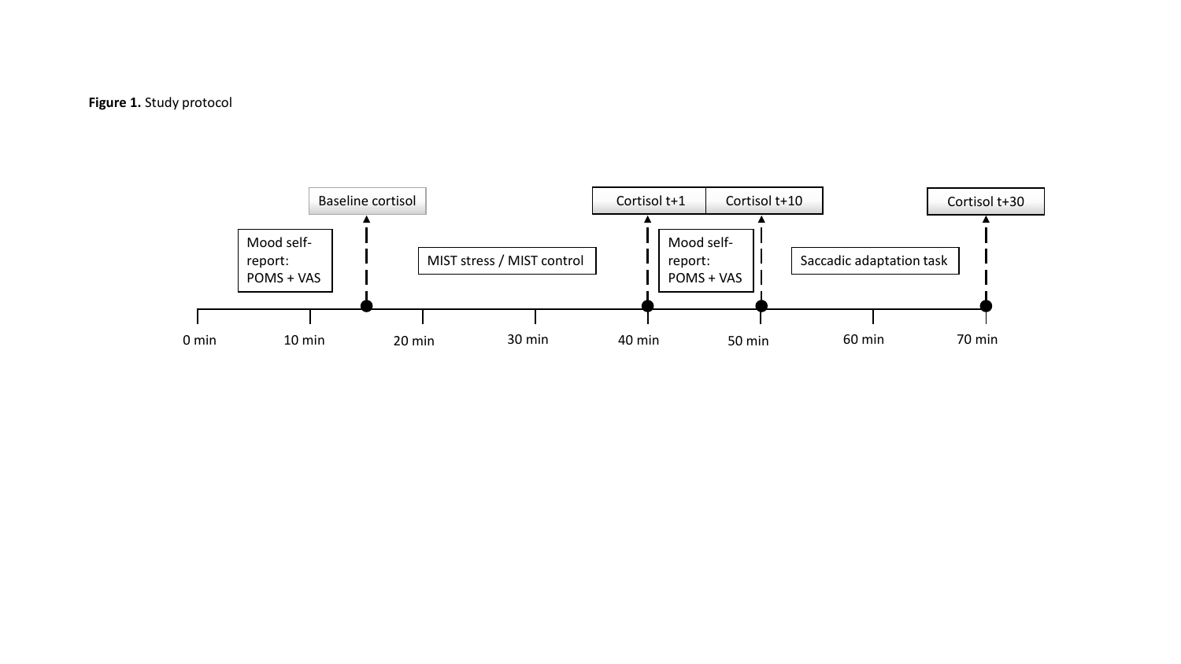**Figure 1.** Study protocol

Mood self-report: POMS + VAS

Baseline cortisol

MIST stress / MIST control

Cortisol t+1

Cortisol t+10

Mood self-report: POMS + VAS

Saccadic adaptation task

Cortisol t+30

0 min, 10 min, 20 min, 30 min, 40 min, 50 min, 60 min, 70 min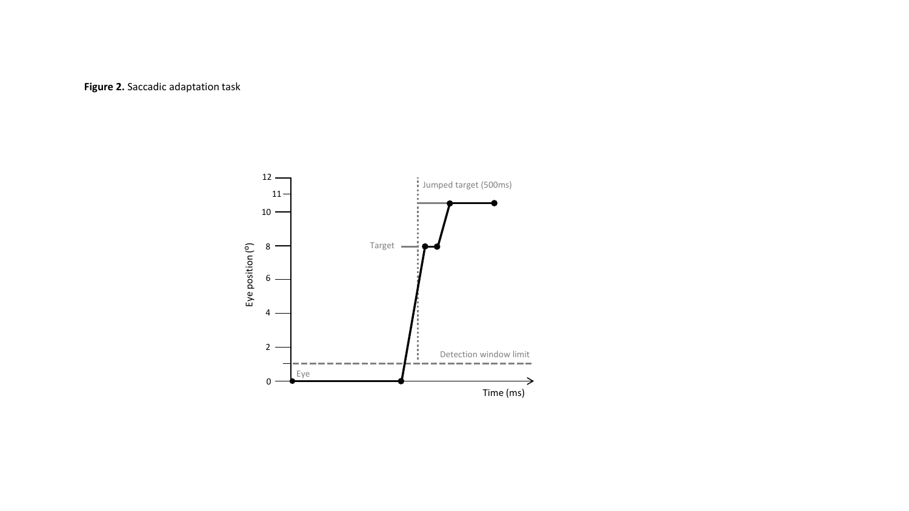**Figure 2.** Saccadic adaptation task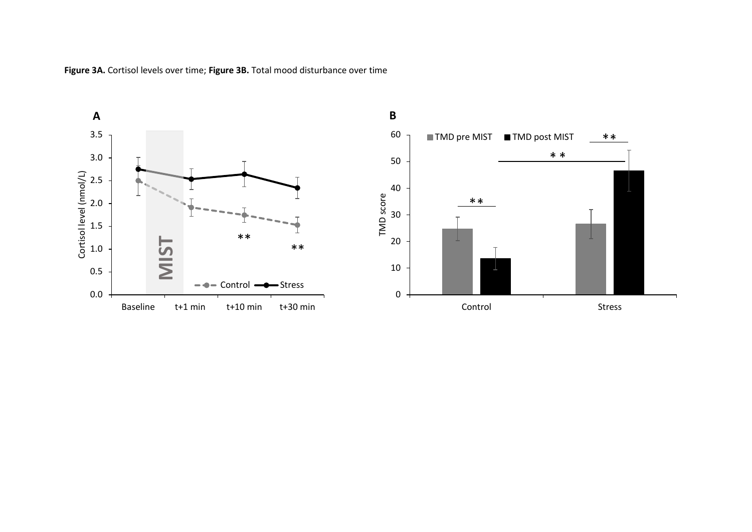**Figure 3A.** Cortisol levels over time; **Figure 3B.** Total mood disturbance over time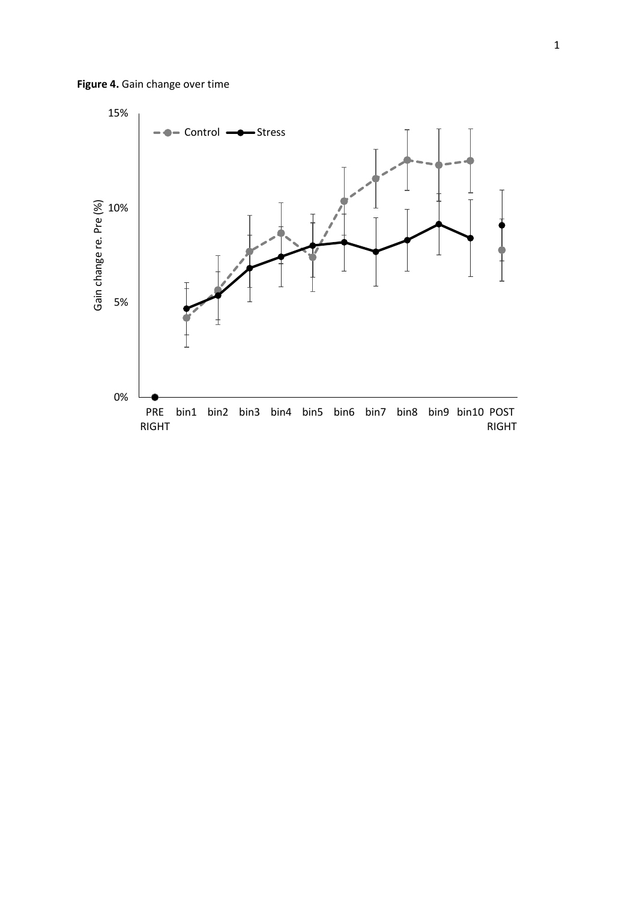**Figure 4.** Gain change over time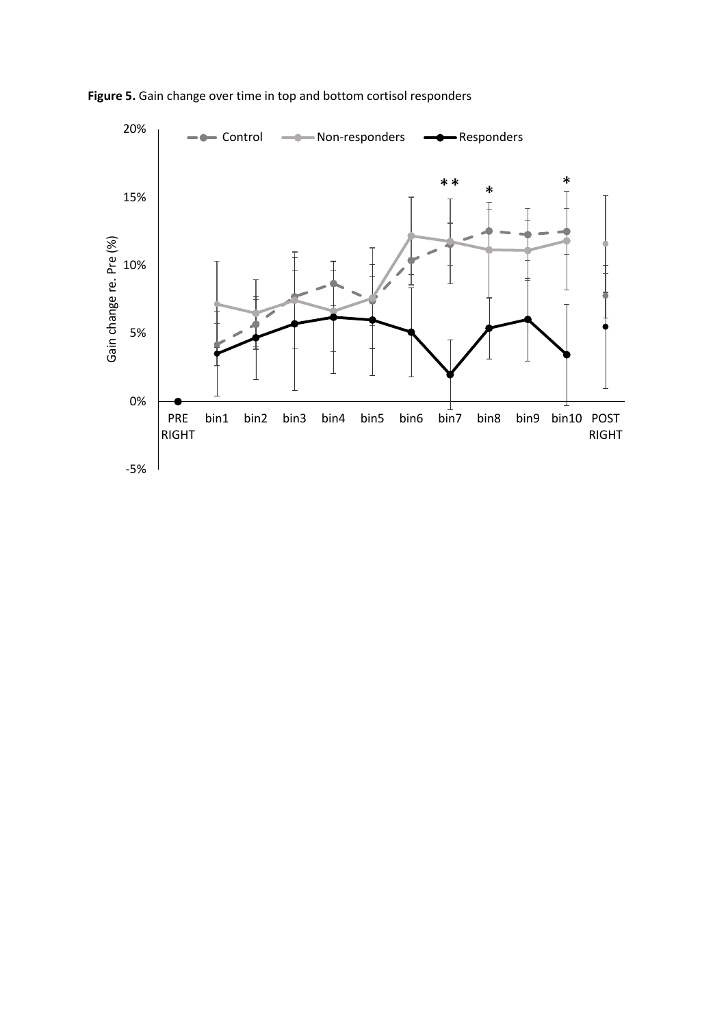**Figure 5.** Gain change over time in top and bottom cortisol responders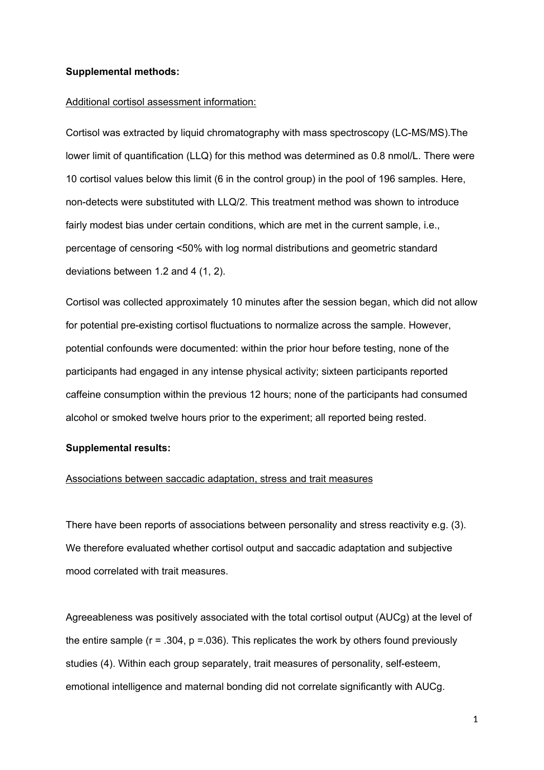**Supplemental methods:**

Additional cortisol assessment information:

Cortisol was extracted by liquid chromatography with mass spectroscopy (LC-MS/MS).The lower limit of quantification (LLQ) for this method was determined as 0.8 nmol/L. There were 10 cortisol values below this limit (6 in the control group) in the pool of 196 samples. Here, non-detects were substituted with LLQ/2. This treatment method was shown to introduce fairly modest bias under certain conditions, which are met in the current sample, i.e., percentage of censoring <50% with log normal distributions and geometric standard deviations between 1.2 and 4 (1, 2).

Cortisol was collected approximately 10 minutes after the session began, which did not allow for potential pre-existing cortisol fluctuations to normalize across the sample. However, potential confounds were documented: within the prior hour before testing, none of the participants had engaged in any intense physical activity; sixteen participants reported caffeine consumption within the previous 12 hours; none of the participants had consumed alcohol or smoked twelve hours prior to the experiment; all reported being rested.

**Supplemental results:**

Associations between saccadic adaptation, stress and trait measures

There have been reports of associations between personality and stress reactivity e.g. (3). We therefore evaluated whether cortisol output and saccadic adaptation and subjective mood correlated with trait measures.

Agreeableness was positively associated with the total cortisol output (AUCg) at the level of the entire sample ($r = .304$, $p = .036$). This replicates the work by others found previously studies (4). Within each group separately, trait measures of personality, self-esteem, emotional intelligence and maternal bonding did not correlate significantly with AUCg.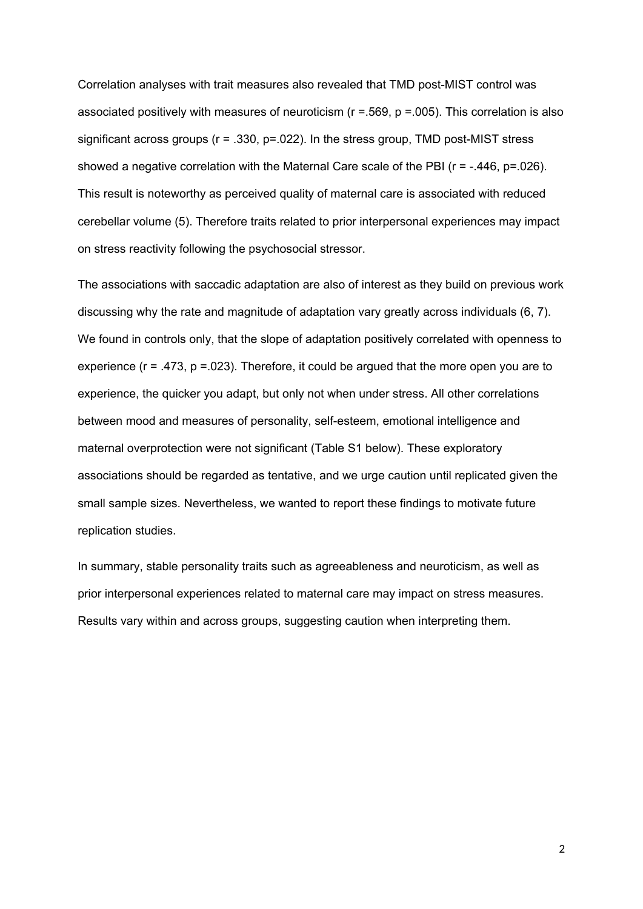Correlation analyses with trait measures also revealed that TMD post-MIST control was associated positively with measures of neuroticism ($r = .569$, $p = .005$). This correlation is also significant across groups ($r = .330$, $p = .022$). In the stress group, TMD post-MIST stress showed a negative correlation with the Maternal Care scale of the PBI ($r = -.446$, $p = .026$). This result is noteworthy as perceived quality of maternal care is associated with reduced cerebellar volume (5). Therefore traits related to prior interpersonal experiences may impact on stress reactivity following the psychosocial stressor.

The associations with saccadic adaptation are also of interest as they build on previous work discussing why the rate and magnitude of adaptation vary greatly across individuals (6, 7). We found in controls only, that the slope of adaptation positively correlated with openness to experience ($r = .473$, $p = .023$). Therefore, it could be argued that the more open you are to experience, the quicker you adapt, but only not when under stress. All other correlations between mood and measures of personality, self-esteem, emotional intelligence and maternal overprotection were not significant (Table S1 below). These exploratory associations should be regarded as tentative, and we urge caution until replicated given the small sample sizes. Nevertheless, we wanted to report these findings to motivate future replication studies.

In summary, stable personality traits such as agreeableness and neuroticism, as well as prior interpersonal experiences related to maternal care may impact on stress measures. Results vary within and across groups, suggesting caution when interpreting them.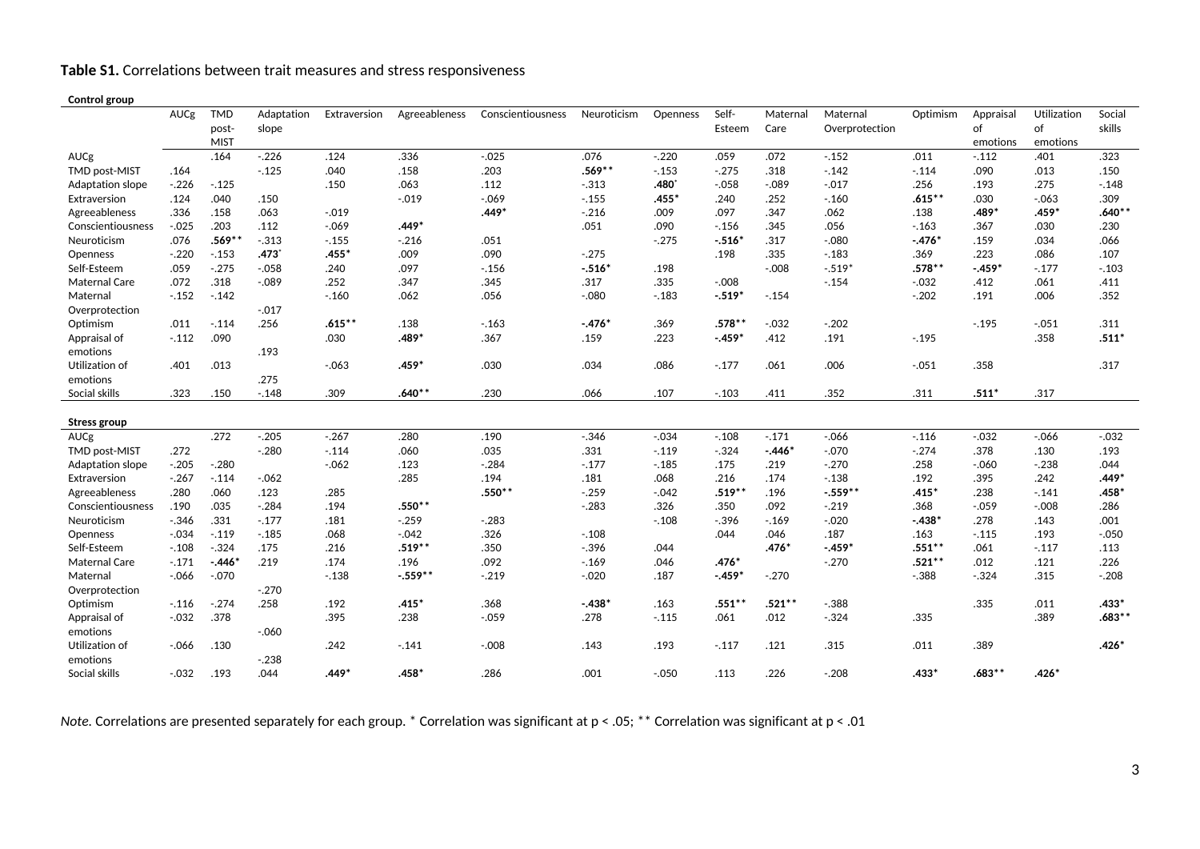**Table S1.** Correlations between trait measures and stress responsiveness

| | AUCg | TMD post-MIST | Adaptation slope | Extraversion | Agreeableness | Conscientiousness | Neuroticism | Openness | Self-Esteem | Maternal Care | Maternal Overprotection | Optimism | Appraisal of emotions | Utilization of emotions | Social skills |
|---|---|---|---|---|---|---|---|---|---|---|---|---|---|---|---|
| **Control group** | | | | | | | | | | | | | | | |
| AUCg | | .164 | -.226 | .124 | .336 | -.025 | .076 | -.220 | .059 | .072 | -.152 | .011 | -.112 | .401 | .323 |
| TMD post-MIST | .164 | | -.125 | .040 | .158 | .203 | .569** | -.153 | -.275 | .318 | -.142 | -.114 | .090 | .013 | .150 |
| Adaptation slope | -.226 | -.125 | | .150 | .063 | .112 | -.313 | .480* | -.058 | -.089 | -.017 | .256 | .193 | .275 | -.148 |
| Extraversion | .124 | .040 | .150 | | -.019 | -.069 | -.155 | .455* | .240 | .252 | -.160 | .615** | .030 | -.063 | .309 |
| Agreeableness | .336 | .158 | .063 | -.019 | | .449* | -.216 | .009 | .097 | .347 | .062 | .138 | .489* | .459* | .640** |
| Conscientiousness | -.025 | .203 | .112 | -.069 | .449* | | .051 | .090 | -.156 | .345 | .056 | -.163 | .367 | .030 | .230 |
| Neuroticism | .076 | .569** | -.313 | -.155 | -.216 | .051 | | -.275 | -.516* | .317 | -.080 | -.476* | .159 | .034 | .066 |
| Openness | -.220 | -.153 | .473* | .455* | .009 | .090 | -.275 | | .198 | .335 | -.183 | .369 | .223 | .086 | .107 |
| Self-Esteem | .059 | -.275 | -.058 | .240 | .097 | -.156 | -.516* | .198 | | -.008 | -.519* | .578** | -.459* | -.177 | -.103 |
| Maternal Care | .072 | .318 | -.089 | .252 | .347 | .345 | .317 | .335 | -.008 | | -.154 | -.032 | .412 | .061 | .411 |
| Maternal Overprotection | -.152 | -.142 | -.017 | -.160 | .062 | .056 | -.080 | -.183 | -.519* | -.154 | | -.202 | .191 | .006 | .352 |
| Optimism | .011 | -.114 | .256 | .615** | .138 | -.163 | -.476* | .369 | .578** | -.032 | -.202 | | -.195 | -.051 | .311 |
| Appraisal of emotions | -.112 | .090 | .193 | .030 | .489* | .367 | .159 | .223 | -.459* | .412 | .191 | -.195 | | .358 | .511* |
| Utilization of emotions | .401 | .013 | .275 | -.063 | .459* | .030 | .034 | .086 | -.177 | .061 | .006 | -.051 | .358 | | .317 |
| Social skills | .323 | .150 | -.148 | .309 | .640** | .230 | .066 | .107 | -.103 | .411 | .352 | .311 | .511* | .317 | |
| **Stress group** | | | | | | | | | | | | | | | |
| AUCg | | .272 | -.205 | -.267 | .280 | .190 | -.346 | -.034 | -.108 | -.171 | -.066 | -.116 | -.032 | -.066 | -.032 |
| TMD post-MIST | .272 | | -.280 | -.114 | .060 | .035 | .331 | -.119 | -.324 | -.446* | -.070 | -.274 | .378 | .130 | .193 |
| Adaptation slope | -.205 | -.280 | | -.062 | .123 | -.284 | -.177 | -.185 | .175 | .219 | -.270 | .258 | -.060 | -.238 | .044 |
| Extraversion | -.267 | -.114 | -.062 | | .285 | .194 | .181 | .068 | .216 | .174 | -.138 | .192 | .395 | .242 | .449* |
| Agreeableness | .280 | .060 | .123 | .285 | | .550** | -.259 | -.042 | .519** | .196 | -.559** | .415* | .238 | -.141 | .458* |
| Conscientiousness | .190 | .035 | -.284 | .194 | .550** | | -.283 | .326 | .350 | .092 | -.219 | .368 | -.059 | -.008 | .286 |
| Neuroticism | -.346 | .331 | -.177 | .181 | -.259 | -.283 | | -.108 | -.396 | -.169 | -.020 | -.438* | .278 | .143 | .001 |
| Openness | -.034 | -.119 | -.185 | .068 | -.042 | .326 | -.108 | | .044 | .046 | .187 | .163 | -.115 | .193 | -.050 |
| Self-Esteem | -.108 | -.324 | .175 | .216 | .519** | .350 | -.396 | .044 | | .476* | -.459* | .551** | .061 | -.117 | .113 |
| Maternal Care | -.171 | -.446* | .219 | .174 | .196 | .092 | -.169 | .046 | .476* | | -.270 | .521** | .012 | .121 | .226 |
| Maternal Overprotection | -.066 | -.070 | -.270 | -.138 | -.559** | -.219 | -.020 | .187 | -.459* | -.270 | | -.388 | -.324 | .315 | -.208 |
| Optimism | -.116 | -.274 | .258 | .192 | .415* | .368 | -.438* | .163 | .551** | .521** | -.388 | | .335 | .011 | .433* |
| Appraisal of emotions | -.032 | .378 | -.060 | .395 | .238 | -.059 | .278 | -.115 | .061 | .012 | -.324 | .335 | | .389 | .683** |
| Utilization of emotions | -.066 | .130 | -.238 | .242 | -.141 | -.008 | .143 | .193 | -.117 | .121 | .315 | .011 | .389 | | .426* |
| Social skills | -.032 | .193 | .044 | .449* | .458* | .286 | .001 | -.050 | .113 | .226 | -.208 | .433* | .683** | .426* | |

*Note.* Correlations are presented separately for each group. * Correlation was significant at p < .05; ** Correlation was significant at p < .01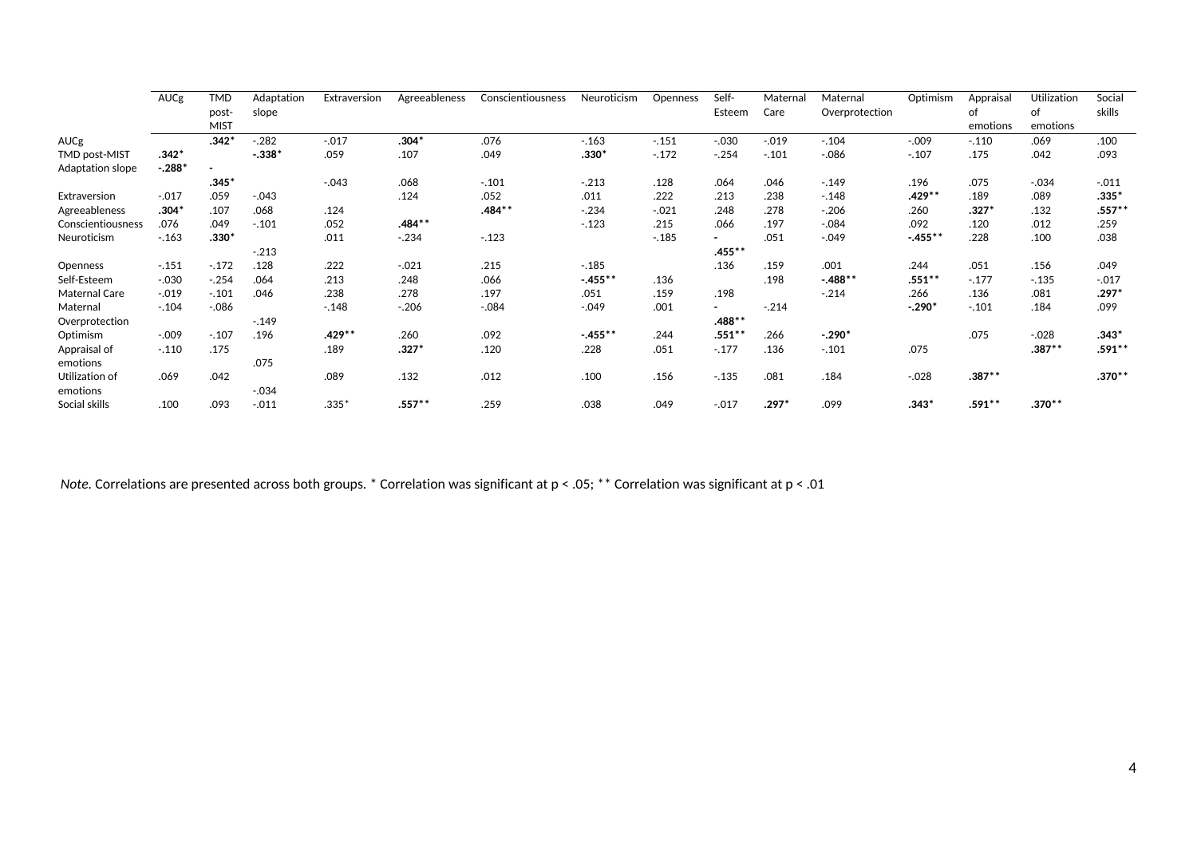| | AUCg | TMD post-MIST | Adaptation slope | Extraversion | Agreeableness | Conscientiousness | Neuroticism | Openness | Self-Esteem | Maternal Care | Maternal Overprotection | Optimism | Appraisal of emotions | Utilization of emotions | Social skills |
|---|---|---|---|---|---|---|---|---|---|---|---|---|---|---|---|
| AUCg | | **.342*** | -.282 | -.017 | **.304*** | .076 | -.163 | -.151 | -.030 | -.019 | -.104 | -.009 | -.110 | .069 | .100 |
| TMD post-MIST | **.342*** | | **-.338*** | .059 | .107 | .049 | **.330*** | -.172 | -.254 | -.101 | -.086 | -.107 | .175 | .042 | .093 |
| Adaptation slope | **-.288*** | **-.345*** | | -.043 | .068 | -.101 | -.213 | .128 | .064 | .046 | -.149 | .196 | .075 | -.034 | -.011 |
| Extraversion | -.017 | .059 | -.043 | | .124 | .052 | .011 | .222 | .213 | .238 | -.148 | **.429**** | .189 | .089 | **.335*** |
| Agreeableness | **.304*** | .107 | .068 | .124 | | **.484**** | -.234 | -.021 | .248 | .278 | -.206 | .260 | **.327*** | .132 | **.557**** |
| Conscientiousness | .076 | .049 | -.101 | .052 | **.484**** | | -.123 | .215 | .066 | .197 | -.084 | .092 | .120 | .012 | .259 |
| Neuroticism | -.163 | **.330*** | -.213 | .011 | -.234 | -.123 | | -.185 | **-.455**** | .051 | -.049 | **-.455**** | .228 | .100 | .038 |
| Openness | -.151 | -.172 | .128 | .222 | -.021 | .215 | -.185 | | .136 | .159 | .001 | .244 | .051 | .156 | .049 |
| Self-Esteem | -.030 | -.254 | .064 | .213 | .248 | .066 | **-.455**** | .136 | | .198 | **-.488**** | **.551**** | -.177 | -.135 | -.017 |
| Maternal Care | -.019 | -.101 | .046 | .238 | .278 | .197 | .051 | .159 | .198 | | -.214 | .266 | .136 | .081 | **.297*** |
| Maternal Overprotection | -.104 | -.086 | -.149 | -.148 | -.206 | -.084 | -.049 | .001 | **-.488**** | -.214 | | **-.290*** | -.101 | .184 | .099 |
| Optimism | -.009 | -.107 | .196 | **.429**** | .260 | .092 | **-.455**** | .244 | **.551**** | .266 | **-.290*** | | .075 | -.028 | **.343*** |
| Appraisal of emotions | -.110 | .175 | .075 | .189 | **.327*** | .120 | .228 | .051 | -.177 | .136 | -.101 | .075 | | **.387**** | **.591**** |
| Utilization of emotions | .069 | .042 | -.034 | .089 | .132 | .012 | .100 | .156 | -.135 | .081 | .184 | -.028 | **.387**** | | **.370**** |
| Social skills | .100 | .093 | -.011 | .335* | **.557**** | .259 | .038 | .049 | -.017 | **.297*** | .099 | **.343*** | **.591**** | **.370**** | |

*Note.* Correlations are presented across both groups. * Correlation was significant at p < .05; ** Correlation was significant at p < .01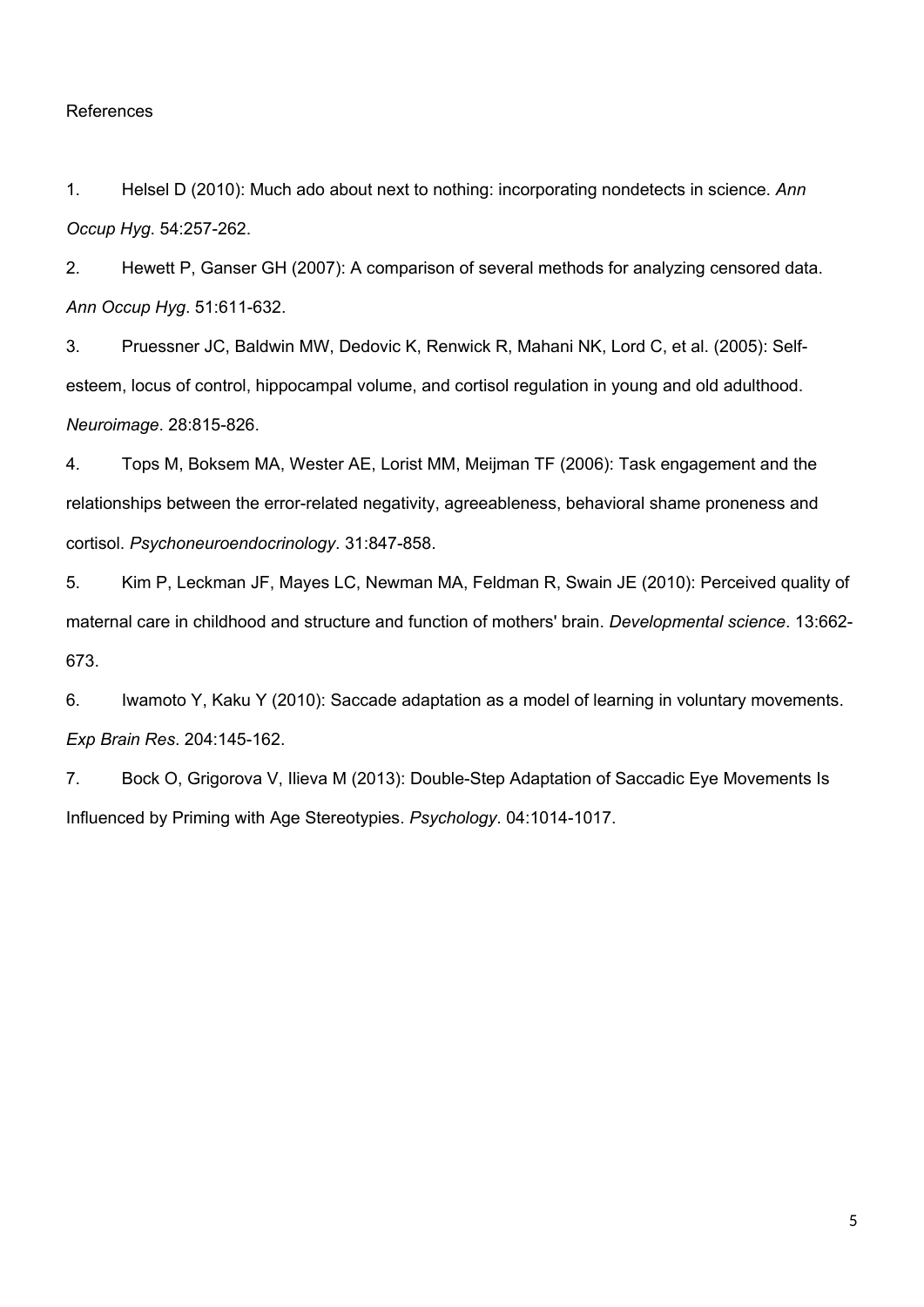References

1. Helsel D (2010): Much ado about next to nothing: incorporating nondetects in science. *Ann Occup Hyg*. 54:257-262.

2. Hewett P, Ganser GH (2007): A comparison of several methods for analyzing censored data. *Ann Occup Hyg*. 51:611-632.

3. Pruessner JC, Baldwin MW, Dedovic K, Renwick R, Mahani NK, Lord C, et al. (2005): Self-esteem, locus of control, hippocampal volume, and cortisol regulation in young and old adulthood. *Neuroimage*. 28:815-826.

4. Tops M, Boksem MA, Wester AE, Lorist MM, Meijman TF (2006): Task engagement and the relationships between the error-related negativity, agreeableness, behavioral shame proneness and cortisol. *Psychoneuroendocrinology*. 31:847-858.

5. Kim P, Leckman JF, Mayes LC, Newman MA, Feldman R, Swain JE (2010): Perceived quality of maternal care in childhood and structure and function of mothers' brain. *Developmental science*. 13:662-673.

6. Iwamoto Y, Kaku Y (2010): Saccade adaptation as a model of learning in voluntary movements. *Exp Brain Res*. 204:145-162.

7. Bock O, Grigorova V, Ilieva M (2013): Double-Step Adaptation of Saccadic Eye Movements Is Influenced by Priming with Age Stereotypies. *Psychology*. 04:1014-1017.